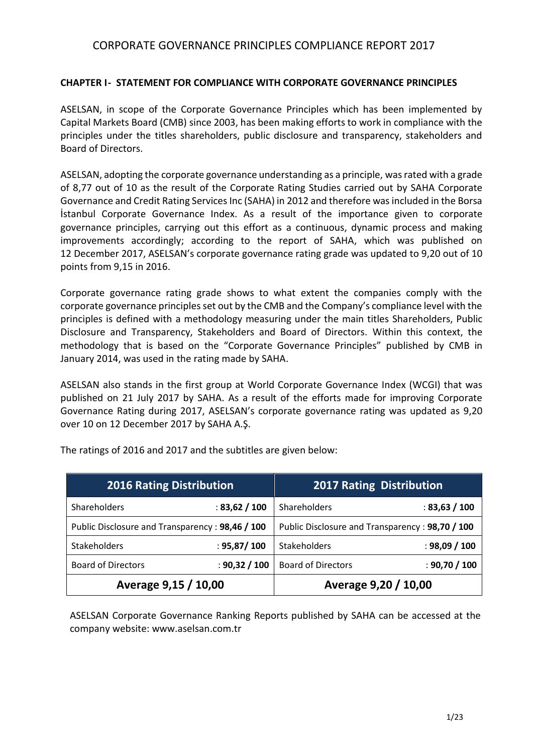# CORPORATE GOVERNANCE PRINCIPLES COMPLIANCE REPORT 2017

## CHAPTER I- STATEMENT FOR COMPLIANCE WITH CORPORATE GOVERNANCE PRINCIPLES

ASELSAN, in scope of the Corporate Governance Principles which has been implemented by Capital Markets Board (CMB) since 2003, has been making efforts to work in compliance with the principles under the titles shareholders, public disclosure and transparency, stakeholders and Board of Directors.

ASELSAN, adopting the corporate governance understanding as a principle, was rated with a grade of 8,77 out of 10 as the result of the Corporate Rating Studies carried out by SAHA Corporate Governance and Credit Rating Services Inc (SAHA) in 2012 and therefore was included in the Borsa İstanbul Corporate Governance Index. As a result of the importance given to corporate governance principles, carrying out this effort as a continuous, dynamic process and making improvements accordingly; according to the report of SAHA, which was published on 12 December 2017, ASELSAN's corporate governance rating grade was updated to 9,20 out of 10 points from 9,15 in 2016.

Corporate governance rating grade shows to what extent the companies comply with the corporate governance principles set out by the CMB and the Company's compliance level with the principles is defined with a methodology measuring under the main titles Shareholders, Public Disclosure and Transparency, Stakeholders and Board of Directors. Within this context, the methodology that is based on the "Corporate Governance Principles" published by CMB in January 2014, was used in the rating made by SAHA.

ASELSAN also stands in the first group at World Corporate Governance Index (WCGI) that was published on 21 July 2017 by SAHA. As a result of the efforts made for improving Corporate Governance Rating during 2017, ASELSAN's corporate governance rating was updated as 9,20 over 10 on 12 December 2017 by SAHA A.Ş.

The ratings of 2016 and 2017 and the subtitles are given below:

| 2016 Rating Distribution | | 2017 Rating Distribution | |
|---|---|---|---|
| Shareholders | : **83,62 / 100** | Shareholders | : **83,63 / 100** |
| Public Disclosure and Transparency | : **98,46 / 100** | Public Disclosure and Transparency | : **98,70 / 100** |
| Stakeholders | : **95,87/ 100** | Stakeholders | : **98,09 / 100** |
| Board of Directors | : **90,32 / 100** | Board of Directors | : **90,70 / 100** |
| **Average 9,15 / 10,00** | | **Average 9,20 / 10,00** | |

ASELSAN Corporate Governance Ranking Reports published by SAHA can be accessed at the company website: www.aselsan.com.tr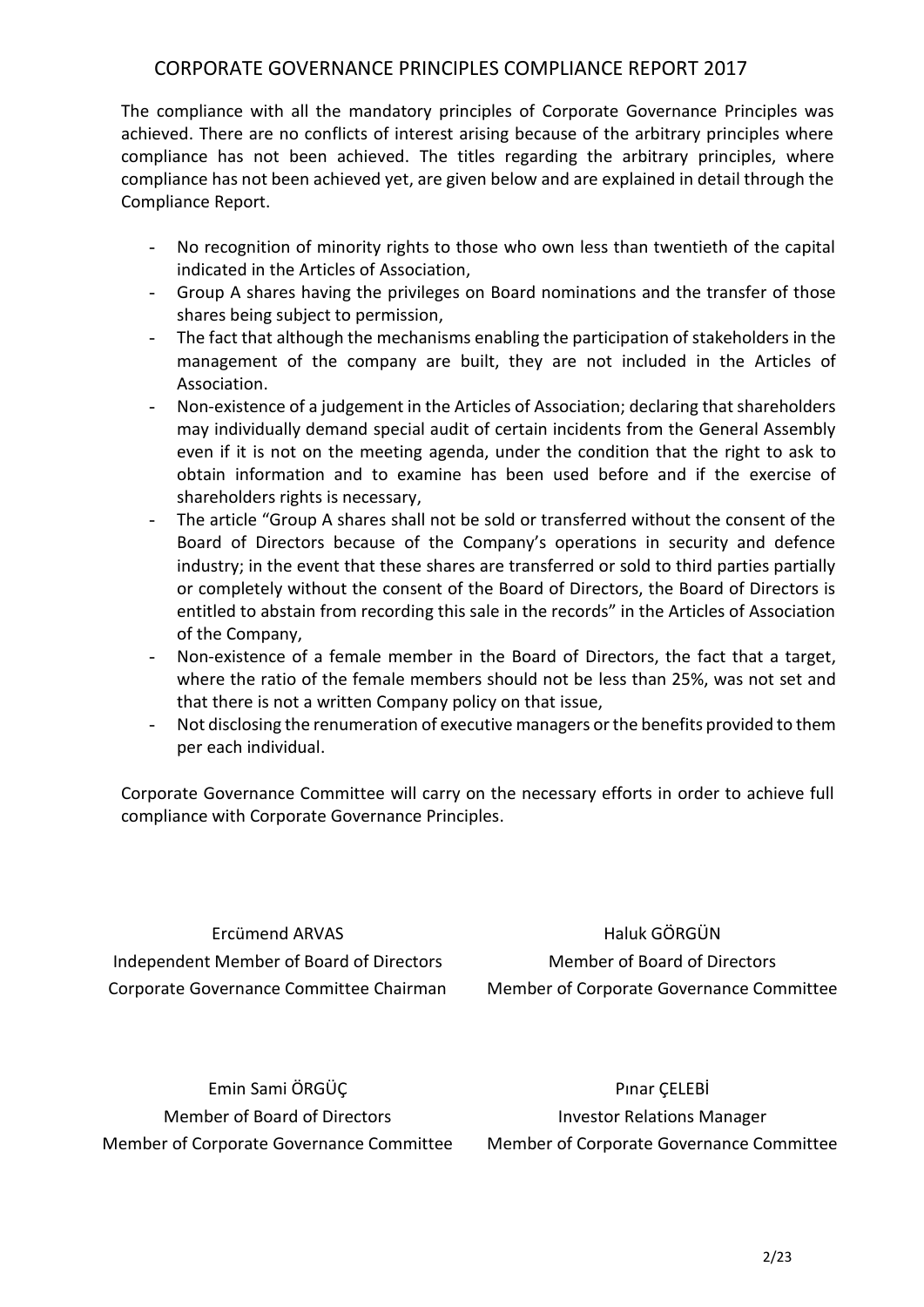# CORPORATE GOVERNANCE PRINCIPLES COMPLIANCE REPORT 2017

The compliance with all the mandatory principles of Corporate Governance Principles was achieved. There are no conflicts of interest arising because of the arbitrary principles where compliance has not been achieved. The titles regarding the arbitrary principles, where compliance has not been achieved yet, are given below and are explained in detail through the Compliance Report.

- No recognition of minority rights to those who own less than twentieth of the capital indicated in the Articles of Association,
- Group A shares having the privileges on Board nominations and the transfer of those shares being subject to permission,
- The fact that although the mechanisms enabling the participation of stakeholders in the management of the company are built, they are not included in the Articles of Association.
- Non-existence of a judgement in the Articles of Association; declaring that shareholders may individually demand special audit of certain incidents from the General Assembly even if it is not on the meeting agenda, under the condition that the right to ask to obtain information and to examine has been used before and if the exercise of shareholders rights is necessary,
- The article "Group A shares shall not be sold or transferred without the consent of the Board of Directors because of the Company's operations in security and defence industry; in the event that these shares are transferred or sold to third parties partially or completely without the consent of the Board of Directors, the Board of Directors is entitled to abstain from recording this sale in the records" in the Articles of Association of the Company,
- Non-existence of a female member in the Board of Directors, the fact that a target, where the ratio of the female members should not be less than 25%, was not set and that there is not a written Company policy on that issue,
- Not disclosing the renumeration of executive managers or the benefits provided to them per each individual.

Corporate Governance Committee will carry on the necessary efforts in order to achieve full compliance with Corporate Governance Principles.

Ercümend ARVAS
Independent Member of Board of Directors
Corporate Governance Committee Chairman

Haluk GÖRGÜN
Member of Board of Directors
Member of Corporate Governance Committee

Emin Sami ÖRGÜÇ
Member of Board of Directors
Member of Corporate Governance Committee

Pınar ÇELEBİ
Investor Relations Manager
Member of Corporate Governance Committee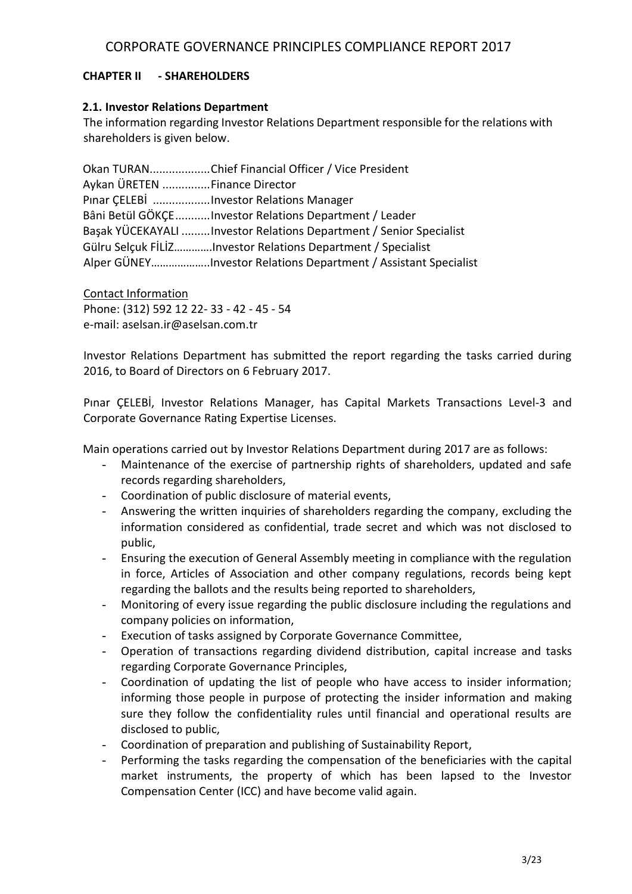# CORPORATE GOVERNANCE PRINCIPLES COMPLIANCE REPORT 2017

## CHAPTER II - SHAREHOLDERS

### 2.1. Investor Relations Department

The information regarding Investor Relations Department responsible for the relations with shareholders is given below.

Okan TURAN...................Chief Financial Officer / Vice President
Aykan ÜRETEN ...............Finance Director
Pınar ÇELEBİ ..................Investor Relations Manager
Bâni Betül GÖKÇE...........Investor Relations Department / Leader
Başak YÜCEKAYALI .........Investor Relations Department / Senior Specialist
Gülru Selçuk FİLİZ…………Investor Relations Department / Specialist
Alper GÜNEY………………..Investor Relations Department / Assistant Specialist

Contact Information
Phone: (312) 592 12 22- 33 - 42 - 45 - 54
e-mail: aselsan.ir@aselsan.com.tr

Investor Relations Department has submitted the report regarding the tasks carried during 2016, to Board of Directors on 6 February 2017.

Pınar ÇELEBİ, Investor Relations Manager, has Capital Markets Transactions Level-3 and Corporate Governance Rating Expertise Licenses.

Main operations carried out by Investor Relations Department during 2017 are as follows:

- Maintenance of the exercise of partnership rights of shareholders, updated and safe records regarding shareholders,
- Coordination of public disclosure of material events,
- Answering the written inquiries of shareholders regarding the company, excluding the information considered as confidential, trade secret and which was not disclosed to public,
- Ensuring the execution of General Assembly meeting in compliance with the regulation in force, Articles of Association and other company regulations, records being kept regarding the ballots and the results being reported to shareholders,
- Monitoring of every issue regarding the public disclosure including the regulations and company policies on information,
- Execution of tasks assigned by Corporate Governance Committee,
- Operation of transactions regarding dividend distribution, capital increase and tasks regarding Corporate Governance Principles,
- Coordination of updating the list of people who have access to insider information; informing those people in purpose of protecting the insider information and making sure they follow the confidentiality rules until financial and operational results are disclosed to public,
- Coordination of preparation and publishing of Sustainability Report,
- Performing the tasks regarding the compensation of the beneficiaries with the capital market instruments, the property of which has been lapsed to the Investor Compensation Center (ICC) and have become valid again.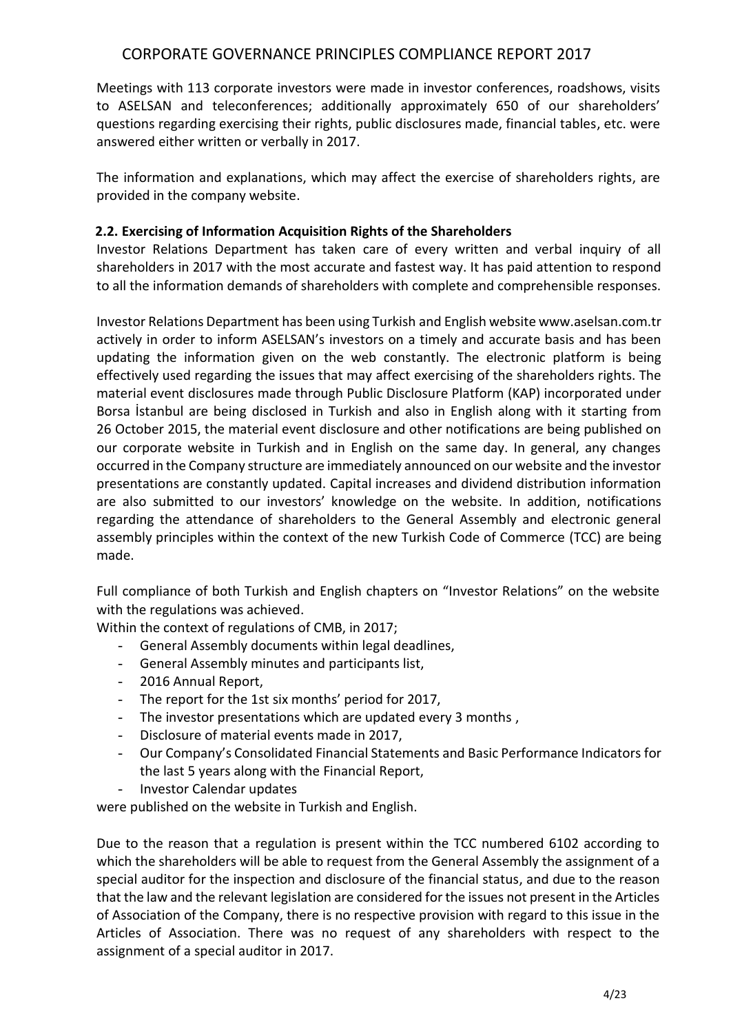Meetings with 113 corporate investors were made in investor conferences, roadshows, visits to ASELSAN and teleconferences; additionally approximately 650 of our shareholders' questions regarding exercising their rights, public disclosures made, financial tables, etc. were answered either written or verbally in 2017.

The information and explanations, which may affect the exercise of shareholders rights, are provided in the company website.

### 2.2. Exercising of Information Acquisition Rights of the Shareholders

Investor Relations Department has taken care of every written and verbal inquiry of all shareholders in 2017 with the most accurate and fastest way. It has paid attention to respond to all the information demands of shareholders with complete and comprehensible responses.

Investor Relations Department has been using Turkish and English website www.aselsan.com.tr actively in order to inform ASELSAN's investors on a timely and accurate basis and has been updating the information given on the web constantly. The electronic platform is being effectively used regarding the issues that may affect exercising of the shareholders rights. The material event disclosures made through Public Disclosure Platform (KAP) incorporated under Borsa İstanbul are being disclosed in Turkish and also in English along with it starting from 26 October 2015, the material event disclosure and other notifications are being published on our corporate website in Turkish and in English on the same day. In general, any changes occurred in the Company structure are immediately announced on our website and the investor presentations are constantly updated. Capital increases and dividend distribution information are also submitted to our investors' knowledge on the website. In addition, notifications regarding the attendance of shareholders to the General Assembly and electronic general assembly principles within the context of the new Turkish Code of Commerce (TCC) are being made.

Full compliance of both Turkish and English chapters on "Investor Relations" on the website with the regulations was achieved.

Within the context of regulations of CMB, in 2017;

- General Assembly documents within legal deadlines,
- General Assembly minutes and participants list,
- 2016 Annual Report,
- The report for the 1st six months' period for 2017,
- The investor presentations which are updated every 3 months ,
- Disclosure of material events made in 2017,
- Our Company's Consolidated Financial Statements and Basic Performance Indicators for the last 5 years along with the Financial Report,
- Investor Calendar updates

were published on the website in Turkish and English.

Due to the reason that a regulation is present within the TCC numbered 6102 according to which the shareholders will be able to request from the General Assembly the assignment of a special auditor for the inspection and disclosure of the financial status, and due to the reason that the law and the relevant legislation are considered for the issues not present in the Articles of Association of the Company, there is no respective provision with regard to this issue in the Articles of Association. There was no request of any shareholders with respect to the assignment of a special auditor in 2017.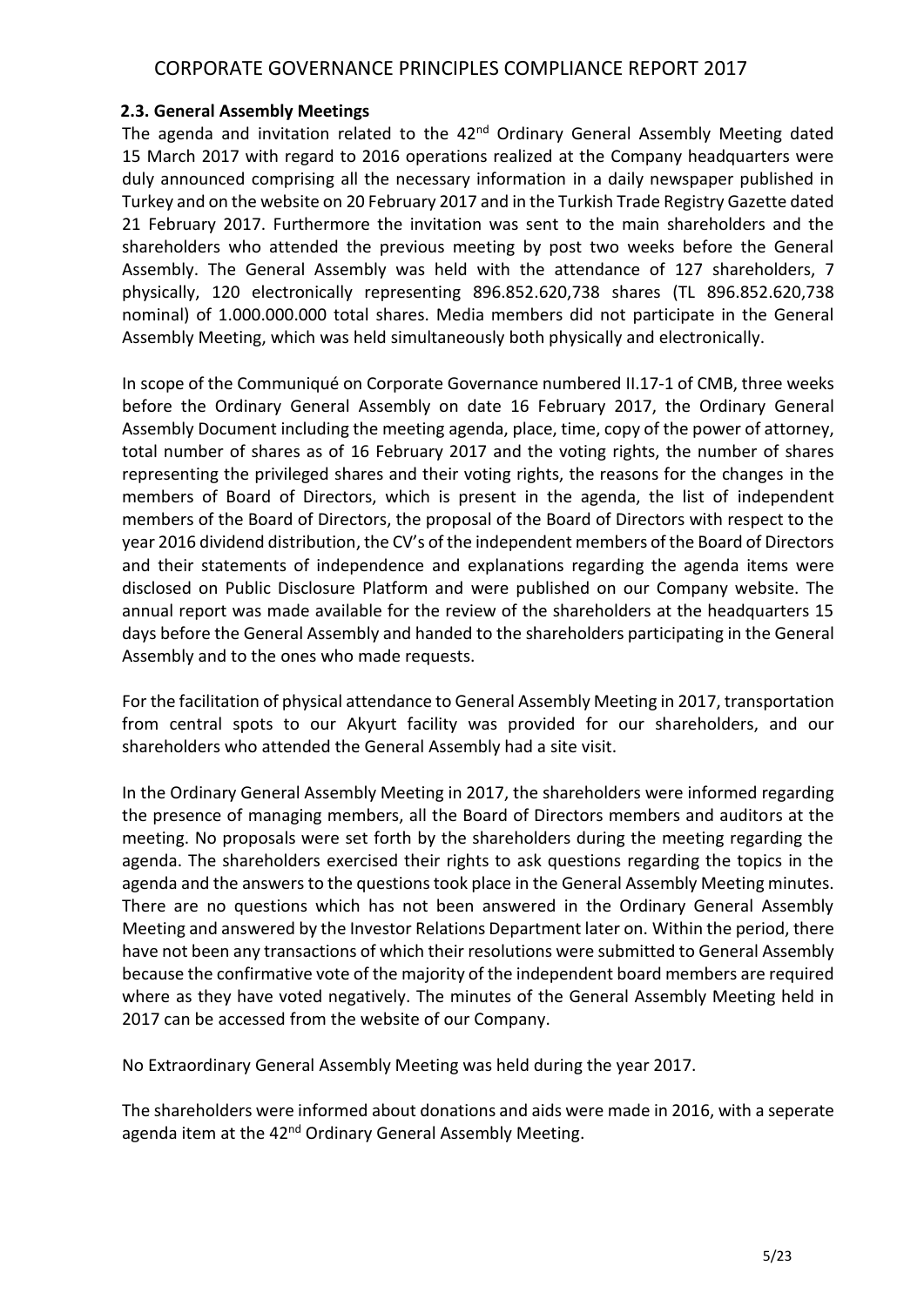### 2.3. General Assembly Meetings

The agenda and invitation related to the 42nd Ordinary General Assembly Meeting dated 15 March 2017 with regard to 2016 operations realized at the Company headquarters were duly announced comprising all the necessary information in a daily newspaper published in Turkey and on the website on 20 February 2017 and in the Turkish Trade Registry Gazette dated 21 February 2017. Furthermore the invitation was sent to the main shareholders and the shareholders who attended the previous meeting by post two weeks before the General Assembly. The General Assembly was held with the attendance of 127 shareholders, 7 physically, 120 electronically representing 896.852.620,738 shares (TL 896.852.620,738 nominal) of 1.000.000.000 total shares. Media members did not participate in the General Assembly Meeting, which was held simultaneously both physically and electronically.

In scope of the Communiqué on Corporate Governance numbered II.17-1 of CMB, three weeks before the Ordinary General Assembly on date 16 February 2017, the Ordinary General Assembly Document including the meeting agenda, place, time, copy of the power of attorney, total number of shares as of 16 February 2017 and the voting rights, the number of shares representing the privileged shares and their voting rights, the reasons for the changes in the members of Board of Directors, which is present in the agenda, the list of independent members of the Board of Directors, the proposal of the Board of Directors with respect to the year 2016 dividend distribution, the CV's of the independent members of the Board of Directors and their statements of independence and explanations regarding the agenda items were disclosed on Public Disclosure Platform and were published on our Company website. The annual report was made available for the review of the shareholders at the headquarters 15 days before the General Assembly and handed to the shareholders participating in the General Assembly and to the ones who made requests.

For the facilitation of physical attendance to General Assembly Meeting in 2017, transportation from central spots to our Akyurt facility was provided for our shareholders, and our shareholders who attended the General Assembly had a site visit.

In the Ordinary General Assembly Meeting in 2017, the shareholders were informed regarding the presence of managing members, all the Board of Directors members and auditors at the meeting. No proposals were set forth by the shareholders during the meeting regarding the agenda. The shareholders exercised their rights to ask questions regarding the topics in the agenda and the answers to the questions took place in the General Assembly Meeting minutes. There are no questions which has not been answered in the Ordinary General Assembly Meeting and answered by the Investor Relations Department later on. Within the period, there have not been any transactions of which their resolutions were submitted to General Assembly because the confirmative vote of the majority of the independent board members are required where as they have voted negatively. The minutes of the General Assembly Meeting held in 2017 can be accessed from the website of our Company.

No Extraordinary General Assembly Meeting was held during the year 2017.

The shareholders were informed about donations and aids were made in 2016, with a seperate agenda item at the 42nd Ordinary General Assembly Meeting.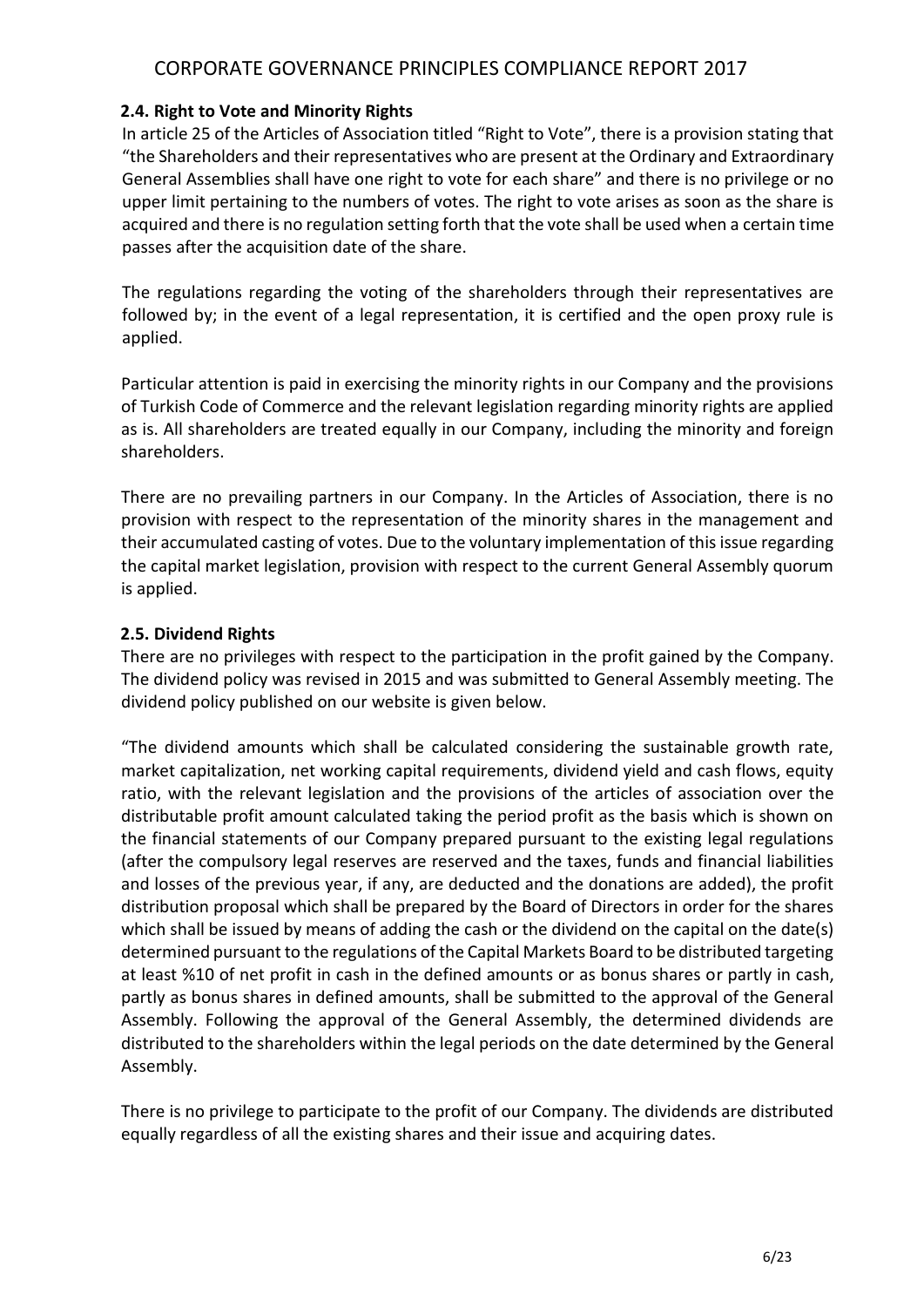### 2.4. Right to Vote and Minority Rights

In article 25 of the Articles of Association titled "Right to Vote", there is a provision stating that "the Shareholders and their representatives who are present at the Ordinary and Extraordinary General Assemblies shall have one right to vote for each share" and there is no privilege or no upper limit pertaining to the numbers of votes. The right to vote arises as soon as the share is acquired and there is no regulation setting forth that the vote shall be used when a certain time passes after the acquisition date of the share.

The regulations regarding the voting of the shareholders through their representatives are followed by; in the event of a legal representation, it is certified and the open proxy rule is applied.

Particular attention is paid in exercising the minority rights in our Company and the provisions of Turkish Code of Commerce and the relevant legislation regarding minority rights are applied as is. All shareholders are treated equally in our Company, including the minority and foreign shareholders.

There are no prevailing partners in our Company. In the Articles of Association, there is no provision with respect to the representation of the minority shares in the management and their accumulated casting of votes. Due to the voluntary implementation of this issue regarding the capital market legislation, provision with respect to the current General Assembly quorum is applied.

### 2.5. Dividend Rights

There are no privileges with respect to the participation in the profit gained by the Company. The dividend policy was revised in 2015 and was submitted to General Assembly meeting. The dividend policy published on our website is given below.

"The dividend amounts which shall be calculated considering the sustainable growth rate, market capitalization, net working capital requirements, dividend yield and cash flows, equity ratio, with the relevant legislation and the provisions of the articles of association over the distributable profit amount calculated taking the period profit as the basis which is shown on the financial statements of our Company prepared pursuant to the existing legal regulations (after the compulsory legal reserves are reserved and the taxes, funds and financial liabilities and losses of the previous year, if any, are deducted and the donations are added), the profit distribution proposal which shall be prepared by the Board of Directors in order for the shares which shall be issued by means of adding the cash or the dividend on the capital on the date(s) determined pursuant to the regulations of the Capital Markets Board to be distributed targeting at least %10 of net profit in cash in the defined amounts or as bonus shares or partly in cash, partly as bonus shares in defined amounts, shall be submitted to the approval of the General Assembly. Following the approval of the General Assembly, the determined dividends are distributed to the shareholders within the legal periods on the date determined by the General Assembly.

There is no privilege to participate to the profit of our Company. The dividends are distributed equally regardless of all the existing shares and their issue and acquiring dates.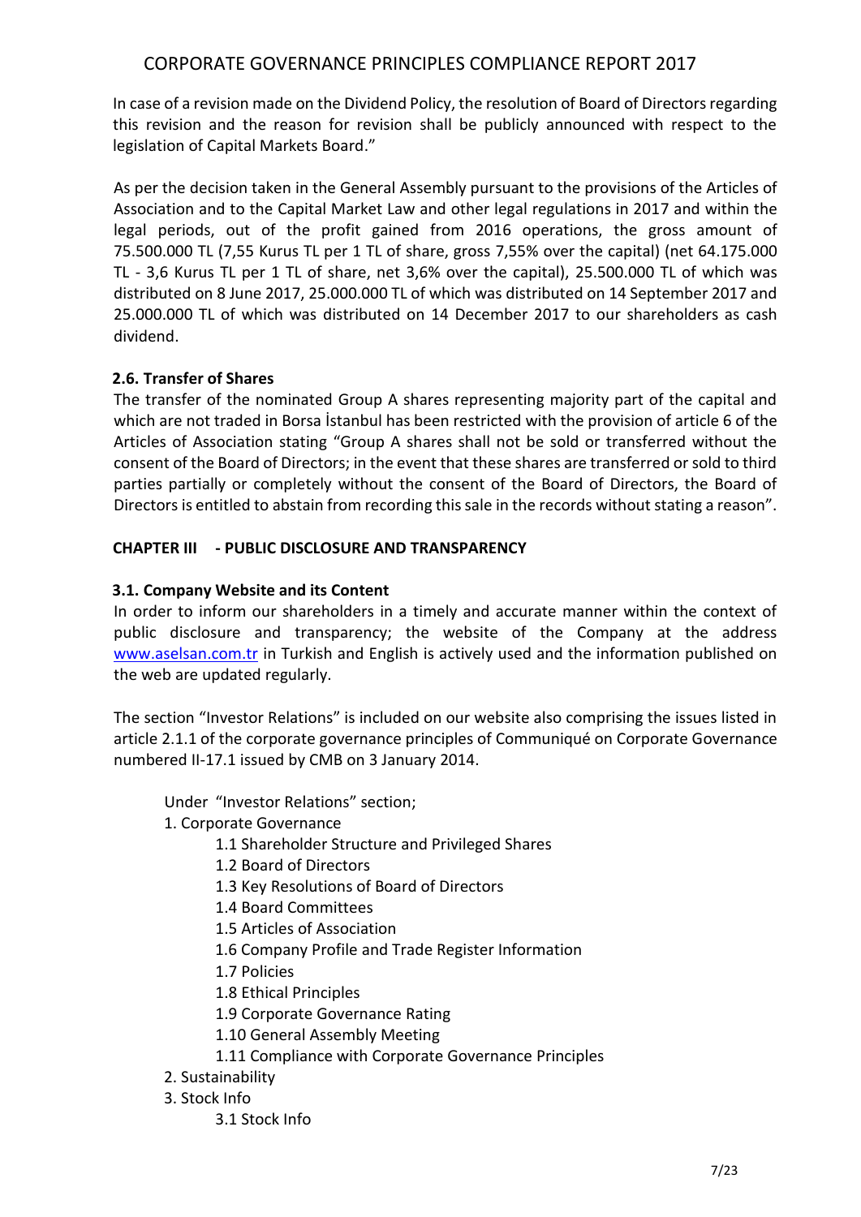In case of a revision made on the Dividend Policy, the resolution of Board of Directors regarding this revision and the reason for revision shall be publicly announced with respect to the legislation of Capital Markets Board."

As per the decision taken in the General Assembly pursuant to the provisions of the Articles of Association and to the Capital Market Law and other legal regulations in 2017 and within the legal periods, out of the profit gained from 2016 operations, the gross amount of 75.500.000 TL (7,55 Kurus TL per 1 TL of share, gross 7,55% over the capital) (net 64.175.000 TL - 3,6 Kurus TL per 1 TL of share, net 3,6% over the capital), 25.500.000 TL of which was distributed on 8 June 2017, 25.000.000 TL of which was distributed on 14 September 2017 and 25.000.000 TL of which was distributed on 14 December 2017 to our shareholders as cash dividend.

### 2.6. Transfer of Shares

The transfer of the nominated Group A shares representing majority part of the capital and which are not traded in Borsa İstanbul has been restricted with the provision of article 6 of the Articles of Association stating "Group A shares shall not be sold or transferred without the consent of the Board of Directors; in the event that these shares are transferred or sold to third parties partially or completely without the consent of the Board of Directors, the Board of Directors is entitled to abstain from recording this sale in the records without stating a reason".

## CHAPTER III - PUBLIC DISCLOSURE AND TRANSPARENCY

### 3.1. Company Website and its Content

In order to inform our shareholders in a timely and accurate manner within the context of public disclosure and transparency; the website of the Company at the address www.aselsan.com.tr in Turkish and English is actively used and the information published on the web are updated regularly.

The section "Investor Relations" is included on our website also comprising the issues listed in article 2.1.1 of the corporate governance principles of Communiqué on Corporate Governance numbered II-17.1 issued by CMB on 3 January 2014.

Under "Investor Relations" section;

1. Corporate Governance
    - 1.1 Shareholder Structure and Privileged Shares
    - 1.2 Board of Directors
    - 1.3 Key Resolutions of Board of Directors
    - 1.4 Board Committees
    - 1.5 Articles of Association
    - 1.6 Company Profile and Trade Register Information
    - 1.7 Policies
    - 1.8 Ethical Principles
    - 1.9 Corporate Governance Rating
    - 1.10 General Assembly Meeting
    - 1.11 Compliance with Corporate Governance Principles
2. Sustainability
3. Stock Info
    - 3.1 Stock Info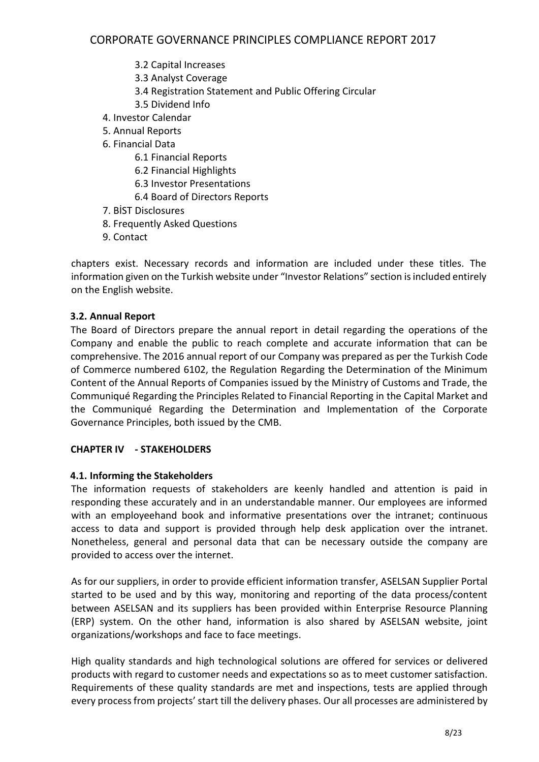- 3.2 Capital Increases
    - 3.3 Analyst Coverage
    - 3.4 Registration Statement and Public Offering Circular
    - 3.5 Dividend Info
4. Investor Calendar
5. Annual Reports
6. Financial Data
    - 6.1 Financial Reports
    - 6.2 Financial Highlights
    - 6.3 Investor Presentations
    - 6.4 Board of Directors Reports
7. BİST Disclosures
8. Frequently Asked Questions
9. Contact

chapters exist. Necessary records and information are included under these titles. The information given on the Turkish website under "Investor Relations" section is included entirely on the English website.

### 3.2. Annual Report

The Board of Directors prepare the annual report in detail regarding the operations of the Company and enable the public to reach complete and accurate information that can be comprehensive. The 2016 annual report of our Company was prepared as per the Turkish Code of Commerce numbered 6102, the Regulation Regarding the Determination of the Minimum Content of the Annual Reports of Companies issued by the Ministry of Customs and Trade, the Communiqué Regarding the Principles Related to Financial Reporting in the Capital Market and the Communiqué Regarding the Determination and Implementation of the Corporate Governance Principles, both issued by the CMB.

## CHAPTER IV - STAKEHOLDERS

### 4.1. Informing the Stakeholders

The information requests of stakeholders are keenly handled and attention is paid in responding these accurately and in an understandable manner. Our employees are informed with an employeehand book and informative presentations over the intranet; continuous access to data and support is provided through help desk application over the intranet. Nonetheless, general and personal data that can be necessary outside the company are provided to access over the internet.

As for our suppliers, in order to provide efficient information transfer, ASELSAN Supplier Portal started to be used and by this way, monitoring and reporting of the data process/content between ASELSAN and its suppliers has been provided within Enterprise Resource Planning (ERP) system. On the other hand, information is also shared by ASELSAN website, joint organizations/workshops and face to face meetings.

High quality standards and high technological solutions are offered for services or delivered products with regard to customer needs and expectations so as to meet customer satisfaction. Requirements of these quality standards are met and inspections, tests are applied through every process from projects' start till the delivery phases. Our all processes are administered by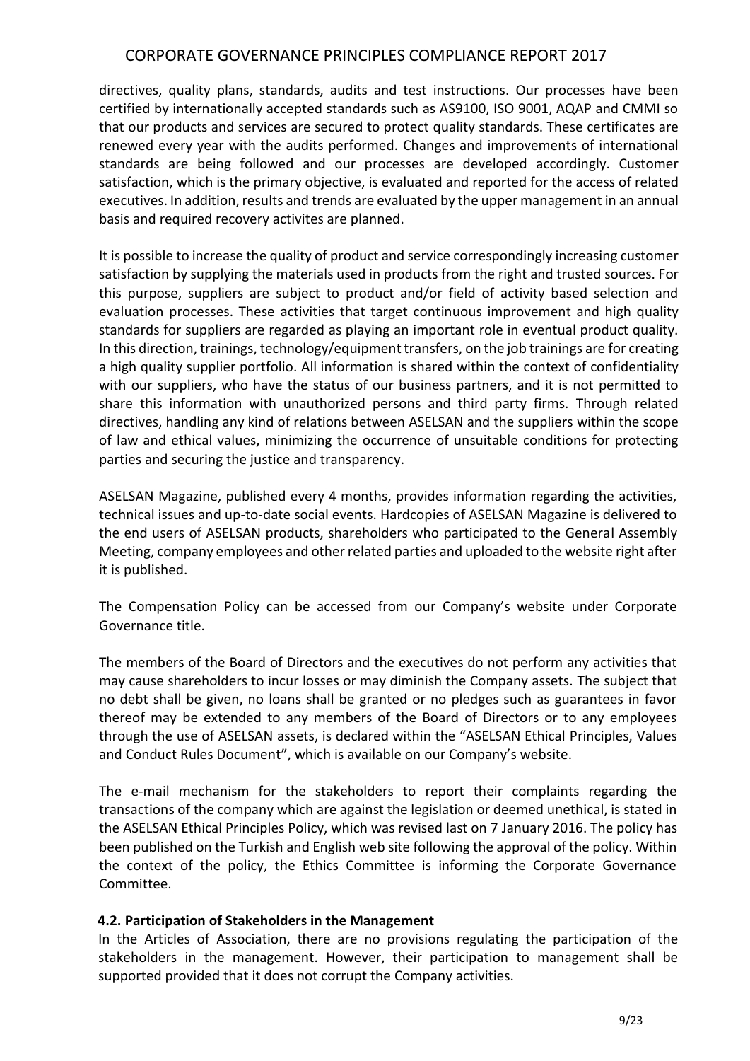directives, quality plans, standards, audits and test instructions. Our processes have been certified by internationally accepted standards such as AS9100, ISO 9001, AQAP and CMMI so that our products and services are secured to protect quality standards. These certificates are renewed every year with the audits performed. Changes and improvements of international standards are being followed and our processes are developed accordingly. Customer satisfaction, which is the primary objective, is evaluated and reported for the access of related executives. In addition, results and trends are evaluated by the upper management in an annual basis and required recovery activites are planned.

It is possible to increase the quality of product and service correspondingly increasing customer satisfaction by supplying the materials used in products from the right and trusted sources. For this purpose, suppliers are subject to product and/or field of activity based selection and evaluation processes. These activities that target continuous improvement and high quality standards for suppliers are regarded as playing an important role in eventual product quality. In this direction, trainings, technology/equipment transfers, on the job trainings are for creating a high quality supplier portfolio. All information is shared within the context of confidentiality with our suppliers, who have the status of our business partners, and it is not permitted to share this information with unauthorized persons and third party firms. Through related directives, handling any kind of relations between ASELSAN and the suppliers within the scope of law and ethical values, minimizing the occurrence of unsuitable conditions for protecting parties and securing the justice and transparency.

ASELSAN Magazine, published every 4 months, provides information regarding the activities, technical issues and up-to-date social events. Hardcopies of ASELSAN Magazine is delivered to the end users of ASELSAN products, shareholders who participated to the General Assembly Meeting, company employees and other related parties and uploaded to the website right after it is published.

The Compensation Policy can be accessed from our Company's website under Corporate Governance title.

The members of the Board of Directors and the executives do not perform any activities that may cause shareholders to incur losses or may diminish the Company assets. The subject that no debt shall be given, no loans shall be granted or no pledges such as guarantees in favor thereof may be extended to any members of the Board of Directors or to any employees through the use of ASELSAN assets, is declared within the "ASELSAN Ethical Principles, Values and Conduct Rules Document", which is available on our Company's website.

The e-mail mechanism for the stakeholders to report their complaints regarding the transactions of the company which are against the legislation or deemed unethical, is stated in the ASELSAN Ethical Principles Policy, which was revised last on 7 January 2016. The policy has been published on the Turkish and English web site following the approval of the policy. Within the context of the policy, the Ethics Committee is informing the Corporate Governance Committee.

### 4.2. Participation of Stakeholders in the Management

In the Articles of Association, there are no provisions regulating the participation of the stakeholders in the management. However, their participation to management shall be supported provided that it does not corrupt the Company activities.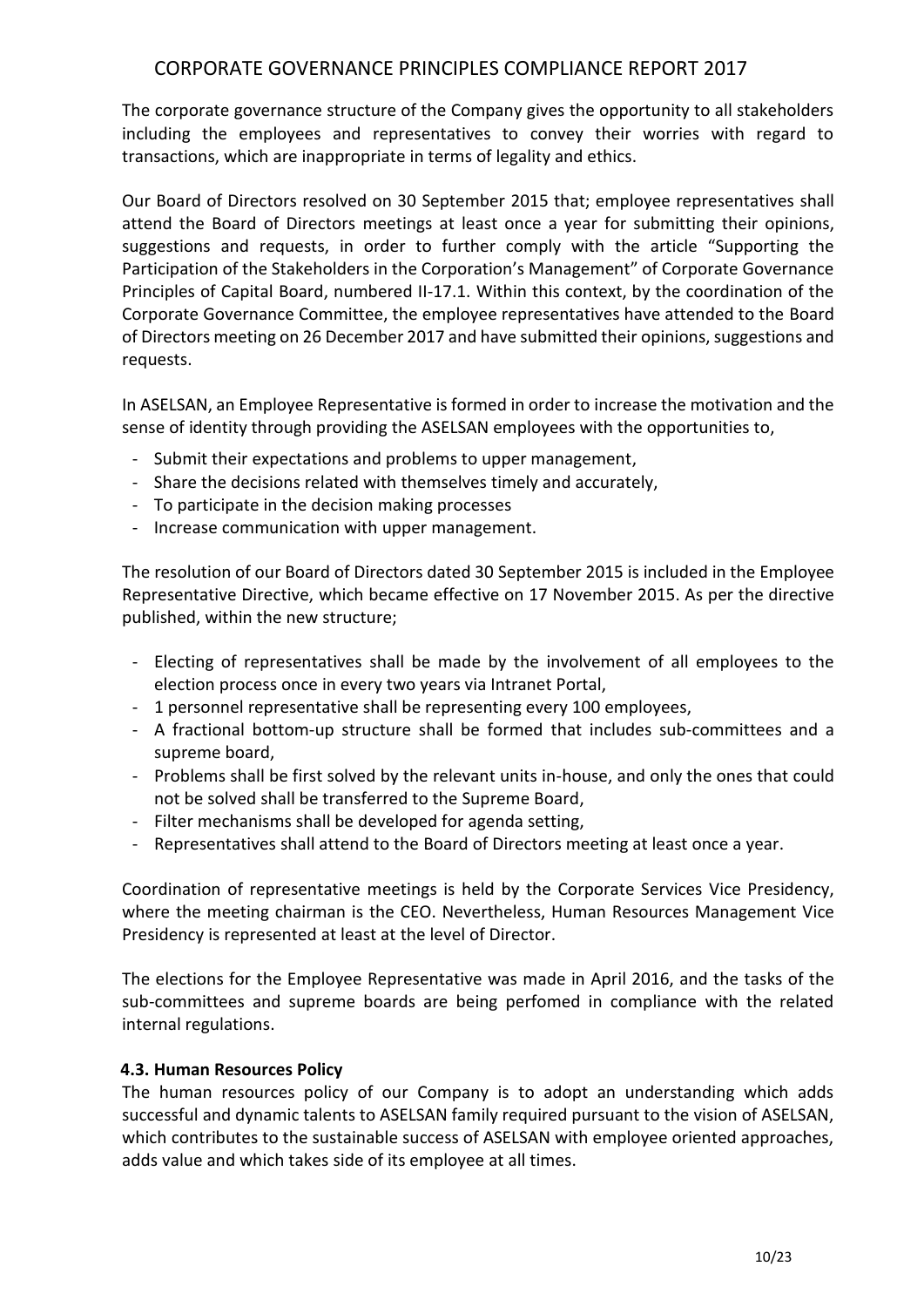The corporate governance structure of the Company gives the opportunity to all stakeholders including the employees and representatives to convey their worries with regard to transactions, which are inappropriate in terms of legality and ethics.

Our Board of Directors resolved on 30 September 2015 that; employee representatives shall attend the Board of Directors meetings at least once a year for submitting their opinions, suggestions and requests, in order to further comply with the article "Supporting the Participation of the Stakeholders in the Corporation's Management" of Corporate Governance Principles of Capital Board, numbered II-17.1. Within this context, by the coordination of the Corporate Governance Committee, the employee representatives have attended to the Board of Directors meeting on 26 December 2017 and have submitted their opinions, suggestions and requests.

In ASELSAN, an Employee Representative is formed in order to increase the motivation and the sense of identity through providing the ASELSAN employees with the opportunities to,

- Submit their expectations and problems to upper management,
- Share the decisions related with themselves timely and accurately,
- To participate in the decision making processes
- Increase communication with upper management.

The resolution of our Board of Directors dated 30 September 2015 is included in the Employee Representative Directive, which became effective on 17 November 2015. As per the directive published, within the new structure;

- Electing of representatives shall be made by the involvement of all employees to the election process once in every two years via Intranet Portal,
- 1 personnel representative shall be representing every 100 employees,
- A fractional bottom-up structure shall be formed that includes sub-committees and a supreme board,
- Problems shall be first solved by the relevant units in-house, and only the ones that could not be solved shall be transferred to the Supreme Board,
- Filter mechanisms shall be developed for agenda setting,
- Representatives shall attend to the Board of Directors meeting at least once a year.

Coordination of representative meetings is held by the Corporate Services Vice Presidency, where the meeting chairman is the CEO. Nevertheless, Human Resources Management Vice Presidency is represented at least at the level of Director.

The elections for the Employee Representative was made in April 2016, and the tasks of the sub-committees and supreme boards are being perfomed in compliance with the related internal regulations.

### 4.3. Human Resources Policy

The human resources policy of our Company is to adopt an understanding which adds successful and dynamic talents to ASELSAN family required pursuant to the vision of ASELSAN, which contributes to the sustainable success of ASELSAN with employee oriented approaches, adds value and which takes side of its employee at all times.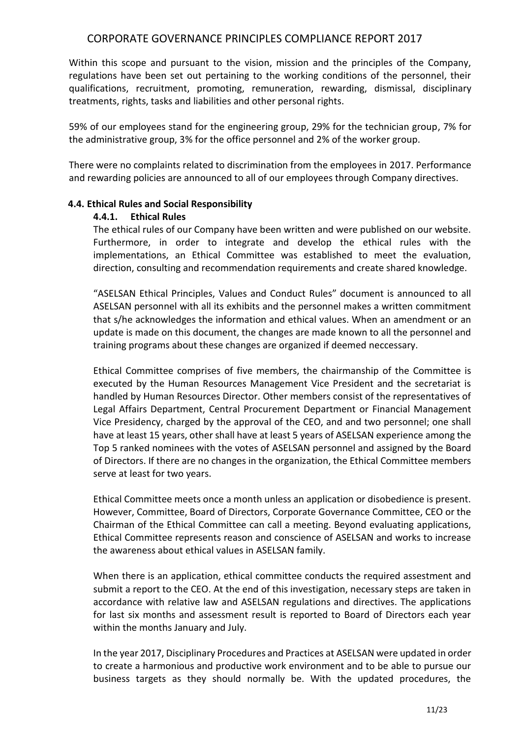Within this scope and pursuant to the vision, mission and the principles of the Company, regulations have been set out pertaining to the working conditions of the personnel, their qualifications, recruitment, promoting, remuneration, rewarding, dismissal, disciplinary treatments, rights, tasks and liabilities and other personal rights.

59% of our employees stand for the engineering group, 29% for the technician group, 7% for the administrative group, 3% for the office personnel and 2% of the worker group.

There were no complaints related to discrimination from the employees in 2017. Performance and rewarding policies are announced to all of our employees through Company directives.

## 4.4. Ethical Rules and Social Responsibility

### 4.4.1. Ethical Rules

The ethical rules of our Company have been written and were published on our website. Furthermore, in order to integrate and develop the ethical rules with the implementations, an Ethical Committee was established to meet the evaluation, direction, consulting and recommendation requirements and create shared knowledge.

"ASELSAN Ethical Principles, Values and Conduct Rules" document is announced to all ASELSAN personnel with all its exhibits and the personnel makes a written commitment that s/he acknowledges the information and ethical values. When an amendment or an update is made on this document, the changes are made known to all the personnel and training programs about these changes are organized if deemed neccessary.

Ethical Committee comprises of five members, the chairmanship of the Committee is executed by the Human Resources Management Vice President and the secretariat is handled by Human Resources Director. Other members consist of the representatives of Legal Affairs Department, Central Procurement Department or Financial Management Vice Presidency, charged by the approval of the CEO, and and two personnel; one shall have at least 15 years, other shall have at least 5 years of ASELSAN experience among the Top 5 ranked nominees with the votes of ASELSAN personnel and assigned by the Board of Directors. If there are no changes in the organization, the Ethical Committee members serve at least for two years.

Ethical Committee meets once a month unless an application or disobedience is present. However, Committee, Board of Directors, Corporate Governance Committee, CEO or the Chairman of the Ethical Committee can call a meeting. Beyond evaluating applications, Ethical Committee represents reason and conscience of ASELSAN and works to increase the awareness about ethical values in ASELSAN family.

When there is an application, ethical committee conducts the required assestment and submit a report to the CEO. At the end of this investigation, necessary steps are taken in accordance with relative law and ASELSAN regulations and directives. The applications for last six months and assessment result is reported to Board of Directors each year within the months January and July.

In the year 2017, Disciplinary Procedures and Practices at ASELSAN were updated in order to create a harmonious and productive work environment and to be able to pursue our business targets as they should normally be. With the updated procedures, the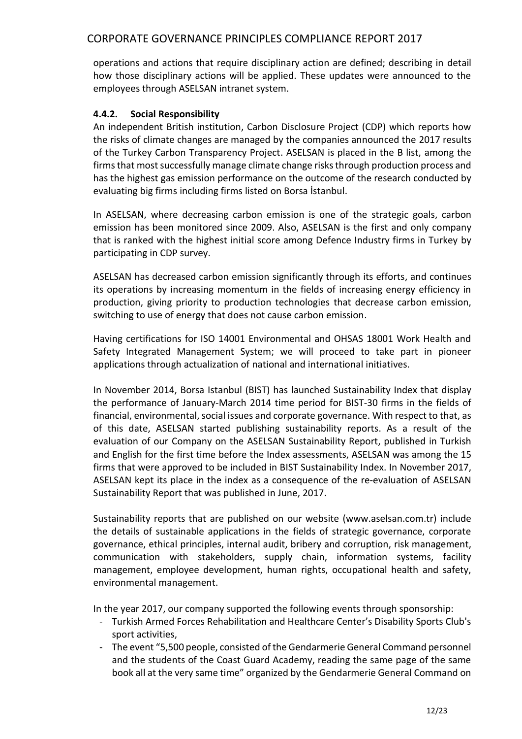operations and actions that require disciplinary action are defined; describing in detail how those disciplinary actions will be applied. These updates were announced to the employees through ASELSAN intranet system.

#### 4.4.2. Social Responsibility

An independent British institution, Carbon Disclosure Project (CDP) which reports how the risks of climate changes are managed by the companies announced the 2017 results of the Turkey Carbon Transparency Project. ASELSAN is placed in the B list, among the firms that most successfully manage climate change risks through production process and has the highest gas emission performance on the outcome of the research conducted by evaluating big firms including firms listed on Borsa İstanbul.

In ASELSAN, where decreasing carbon emission is one of the strategic goals, carbon emission has been monitored since 2009. Also, ASELSAN is the first and only company that is ranked with the highest initial score among Defence Industry firms in Turkey by participating in CDP survey.

ASELSAN has decreased carbon emission significantly through its efforts, and continues its operations by increasing momentum in the fields of increasing energy efficiency in production, giving priority to production technologies that decrease carbon emission, switching to use of energy that does not cause carbon emission.

Having certifications for ISO 14001 Environmental and OHSAS 18001 Work Health and Safety Integrated Management System; we will proceed to take part in pioneer applications through actualization of national and international initiatives.

In November 2014, Borsa Istanbul (BIST) has launched Sustainability Index that display the performance of January-March 2014 time period for BIST-30 firms in the fields of financial, environmental, social issues and corporate governance. With respect to that, as of this date, ASELSAN started publishing sustainability reports. As a result of the evaluation of our Company on the ASELSAN Sustainability Report, published in Turkish and English for the first time before the Index assessments, ASELSAN was among the 15 firms that were approved to be included in BIST Sustainability Index. In November 2017, ASELSAN kept its place in the index as a consequence of the re-evaluation of ASELSAN Sustainability Report that was published in June, 2017.

Sustainability reports that are published on our website (www.aselsan.com.tr) include the details of sustainable applications in the fields of strategic governance, corporate governance, ethical principles, internal audit, bribery and corruption, risk management, communication with stakeholders, supply chain, information systems, facility management, employee development, human rights, occupational health and safety, environmental management.

In the year 2017, our company supported the following events through sponsorship:

- Turkish Armed Forces Rehabilitation and Healthcare Center's Disability Sports Club's sport activities,
- The event "5,500 people, consisted of the Gendarmerie General Command personnel and the students of the Coast Guard Academy, reading the same page of the same book all at the very same time" organized by the Gendarmerie General Command on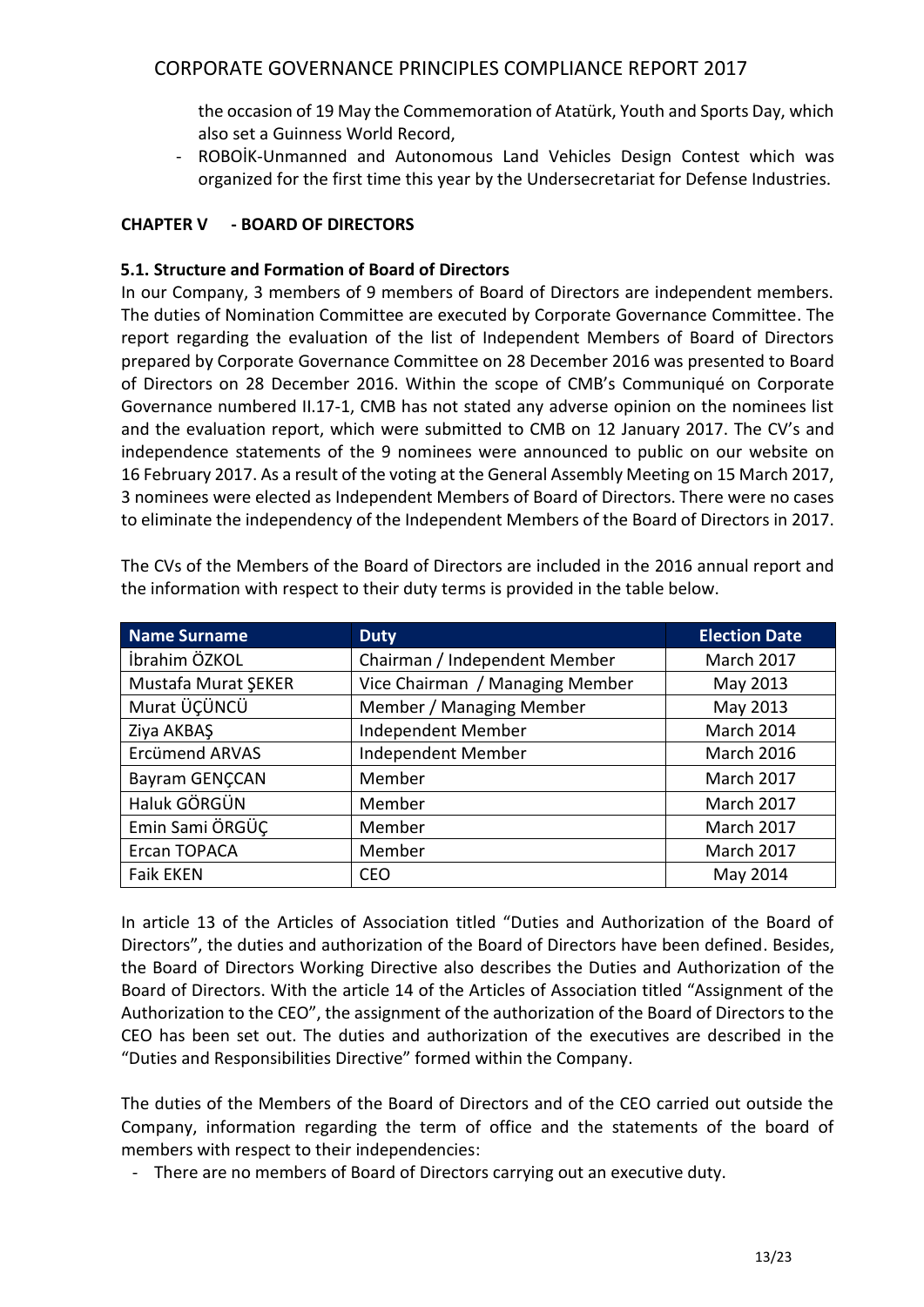the occasion of 19 May the Commemoration of Atatürk, Youth and Sports Day, which also set a Guinness World Record,

- ROBOİK-Unmanned and Autonomous Land Vehicles Design Contest which was organized for the first time this year by the Undersecretariat for Defense Industries.

## CHAPTER V - BOARD OF DIRECTORS

### 5.1. Structure and Formation of Board of Directors

In our Company, 3 members of 9 members of Board of Directors are independent members. The duties of Nomination Committee are executed by Corporate Governance Committee. The report regarding the evaluation of the list of Independent Members of Board of Directors prepared by Corporate Governance Committee on 28 December 2016 was presented to Board of Directors on 28 December 2016. Within the scope of CMB's Communiqué on Corporate Governance numbered II.17-1, CMB has not stated any adverse opinion on the nominees list and the evaluation report, which were submitted to CMB on 12 January 2017. The CV's and independence statements of the 9 nominees were announced to public on our website on 16 February 2017. As a result of the voting at the General Assembly Meeting on 15 March 2017, 3 nominees were elected as Independent Members of Board of Directors. There were no cases to eliminate the independency of the Independent Members of the Board of Directors in 2017.

The CVs of the Members of the Board of Directors are included in the 2016 annual report and the information with respect to their duty terms is provided in the table below.

| Name Surname | Duty | Election Date |
|---|---|---|
| İbrahim ÖZKOL | Chairman / Independent Member | March 2017 |
| Mustafa Murat ŞEKER | Vice Chairman / Managing Member | May 2013 |
| Murat ÜÇÜNCÜ | Member / Managing Member | May 2013 |
| Ziya AKBAŞ | Independent Member | March 2014 |
| Ercümend ARVAS | Independent Member | March 2016 |
| Bayram GENÇCAN | Member | March 2017 |
| Haluk GÖRGÜN | Member | March 2017 |
| Emin Sami ÖRGÜÇ | Member | March 2017 |
| Ercan TOPACA | Member | March 2017 |
| Faik EKEN | CEO | May 2014 |

In article 13 of the Articles of Association titled "Duties and Authorization of the Board of Directors", the duties and authorization of the Board of Directors have been defined. Besides, the Board of Directors Working Directive also describes the Duties and Authorization of the Board of Directors. With the article 14 of the Articles of Association titled "Assignment of the Authorization to the CEO", the assignment of the authorization of the Board of Directors to the CEO has been set out. The duties and authorization of the executives are described in the "Duties and Responsibilities Directive" formed within the Company.

The duties of the Members of the Board of Directors and of the CEO carried out outside the Company, information regarding the term of office and the statements of the board of members with respect to their independencies:

- There are no members of Board of Directors carrying out an executive duty.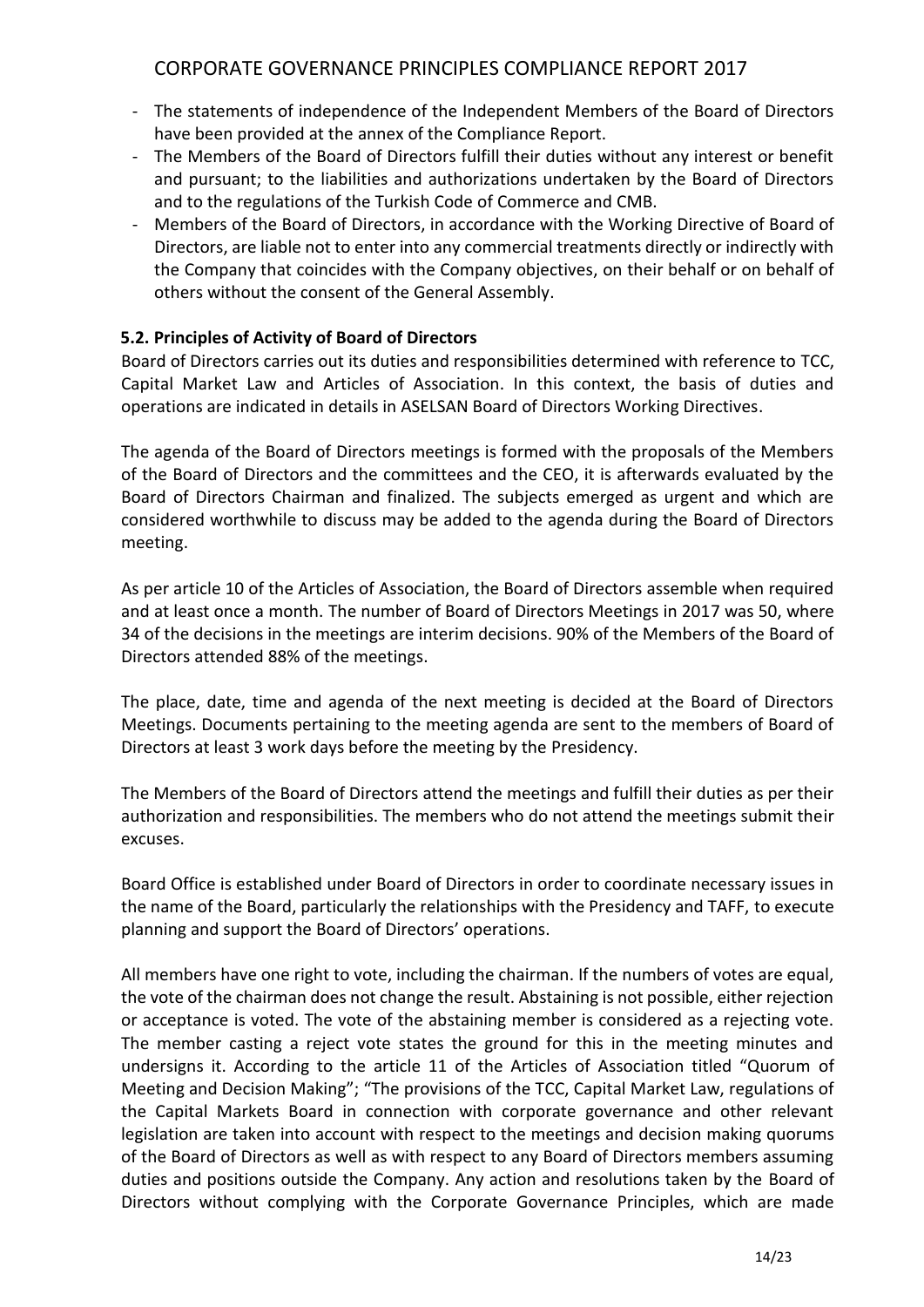- The statements of independence of the Independent Members of the Board of Directors have been provided at the annex of the Compliance Report.
- The Members of the Board of Directors fulfill their duties without any interest or benefit and pursuant; to the liabilities and authorizations undertaken by the Board of Directors and to the regulations of the Turkish Code of Commerce and CMB.
- Members of the Board of Directors, in accordance with the Working Directive of Board of Directors, are liable not to enter into any commercial treatments directly or indirectly with the Company that coincides with the Company objectives, on their behalf or on behalf of others without the consent of the General Assembly.

### 5.2. Principles of Activity of Board of Directors

Board of Directors carries out its duties and responsibilities determined with reference to TCC, Capital Market Law and Articles of Association. In this context, the basis of duties and operations are indicated in details in ASELSAN Board of Directors Working Directives.

The agenda of the Board of Directors meetings is formed with the proposals of the Members of the Board of Directors and the committees and the CEO, it is afterwards evaluated by the Board of Directors Chairman and finalized. The subjects emerged as urgent and which are considered worthwhile to discuss may be added to the agenda during the Board of Directors meeting.

As per article 10 of the Articles of Association, the Board of Directors assemble when required and at least once a month. The number of Board of Directors Meetings in 2017 was 50, where 34 of the decisions in the meetings are interim decisions. 90% of the Members of the Board of Directors attended 88% of the meetings.

The place, date, time and agenda of the next meeting is decided at the Board of Directors Meetings. Documents pertaining to the meeting agenda are sent to the members of Board of Directors at least 3 work days before the meeting by the Presidency.

The Members of the Board of Directors attend the meetings and fulfill their duties as per their authorization and responsibilities. The members who do not attend the meetings submit their excuses.

Board Office is established under Board of Directors in order to coordinate necessary issues in the name of the Board, particularly the relationships with the Presidency and TAFF, to execute planning and support the Board of Directors' operations.

All members have one right to vote, including the chairman. If the numbers of votes are equal, the vote of the chairman does not change the result. Abstaining is not possible, either rejection or acceptance is voted. The vote of the abstaining member is considered as a rejecting vote. The member casting a reject vote states the ground for this in the meeting minutes and undersigns it. According to the article 11 of the Articles of Association titled "Quorum of Meeting and Decision Making"; "The provisions of the TCC, Capital Market Law, regulations of the Capital Markets Board in connection with corporate governance and other relevant legislation are taken into account with respect to the meetings and decision making quorums of the Board of Directors as well as with respect to any Board of Directors members assuming duties and positions outside the Company. Any action and resolutions taken by the Board of Directors without complying with the Corporate Governance Principles, which are made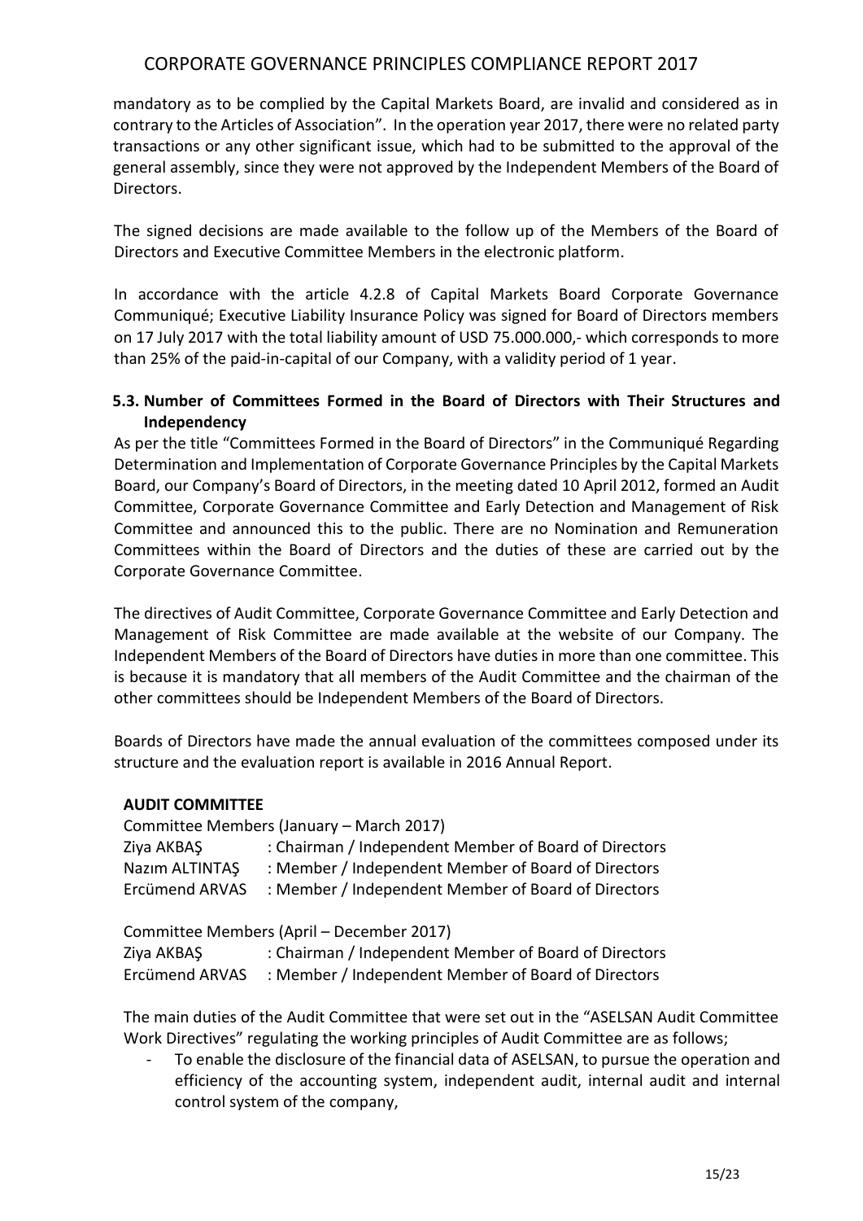mandatory as to be complied by the Capital Markets Board, are invalid and considered as in contrary to the Articles of Association". In the operation year 2017, there were no related party transactions or any other significant issue, which had to be submitted to the approval of the general assembly, since they were not approved by the Independent Members of the Board of Directors.

The signed decisions are made available to the follow up of the Members of the Board of Directors and Executive Committee Members in the electronic platform.

In accordance with the article 4.2.8 of Capital Markets Board Corporate Governance Communiqué; Executive Liability Insurance Policy was signed for Board of Directors members on 17 July 2017 with the total liability amount of USD 75.000.000,- which corresponds to more than 25% of the paid-in-capital of our Company, with a validity period of 1 year.

### 5.3. Number of Committees Formed in the Board of Directors with Their Structures and Independency

As per the title "Committees Formed in the Board of Directors" in the Communiqué Regarding Determination and Implementation of Corporate Governance Principles by the Capital Markets Board, our Company's Board of Directors, in the meeting dated 10 April 2012, formed an Audit Committee, Corporate Governance Committee and Early Detection and Management of Risk Committee and announced this to the public. There are no Nomination and Remuneration Committees within the Board of Directors and the duties of these are carried out by the Corporate Governance Committee.

The directives of Audit Committee, Corporate Governance Committee and Early Detection and Management of Risk Committee are made available at the website of our Company. The Independent Members of the Board of Directors have duties in more than one committee. This is because it is mandatory that all members of the Audit Committee and the chairman of the other committees should be Independent Members of the Board of Directors.

Boards of Directors have made the annual evaluation of the committees composed under its structure and the evaluation report is available in 2016 Annual Report.

**AUDIT COMMITTEE**

Committee Members (January – March 2017)

| | |
|---|---|
| Ziya AKBAŞ | : Chairman / Independent Member of Board of Directors |
| Nazım ALTINTAŞ | : Member / Independent Member of Board of Directors |
| Ercümend ARVAS | : Member / Independent Member of Board of Directors |

Committee Members (April – December 2017)

| | |
|---|---|
| Ziya AKBAŞ | : Chairman / Independent Member of Board of Directors |
| Ercümend ARVAS | : Member / Independent Member of Board of Directors |

The main duties of the Audit Committee that were set out in the "ASELSAN Audit Committee Work Directives" regulating the working principles of Audit Committee are as follows;

- To enable the disclosure of the financial data of ASELSAN, to pursue the operation and efficiency of the accounting system, independent audit, internal audit and internal control system of the company,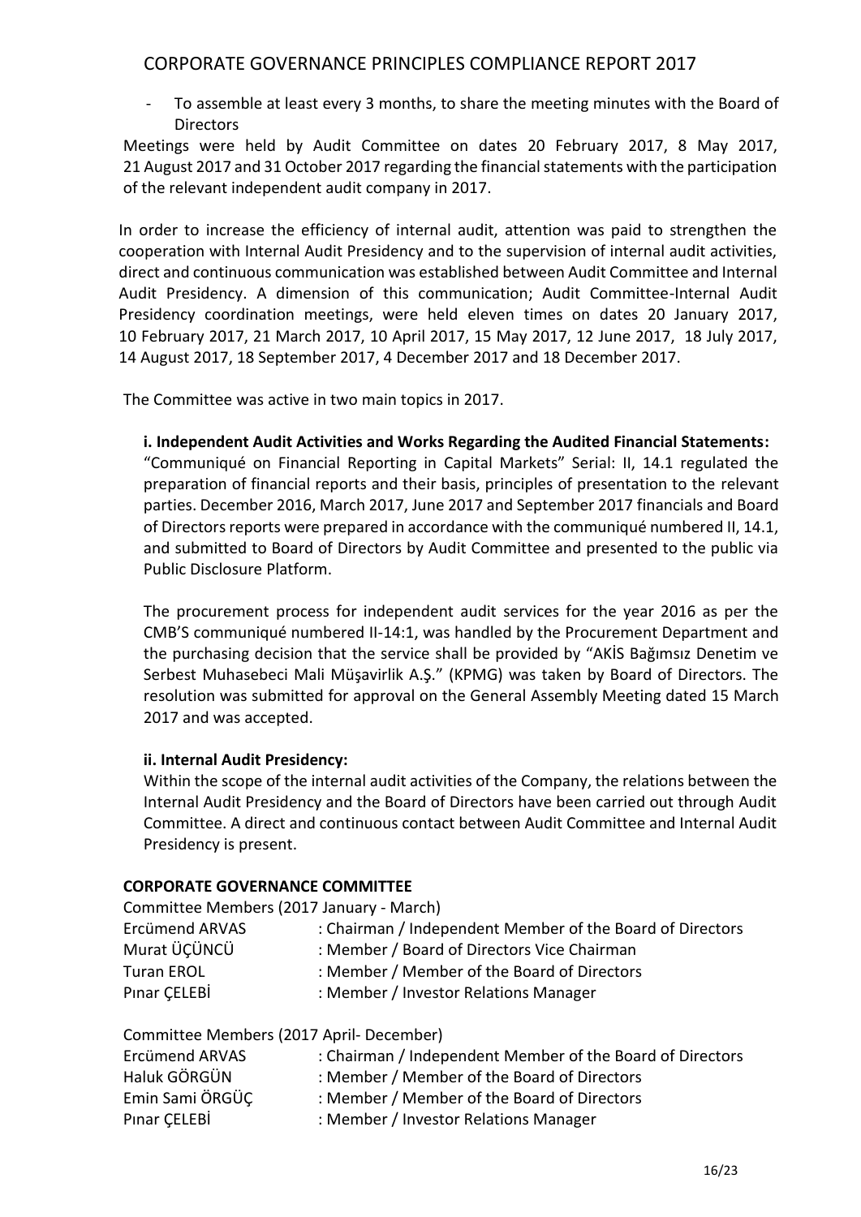- To assemble at least every 3 months, to share the meeting minutes with the Board of Directors

Meetings were held by Audit Committee on dates 20 February 2017, 8 May 2017, 21 August 2017 and 31 October 2017 regarding the financial statements with the participation of the relevant independent audit company in 2017.

In order to increase the efficiency of internal audit, attention was paid to strengthen the cooperation with Internal Audit Presidency and to the supervision of internal audit activities, direct and continuous communication was established between Audit Committee and Internal Audit Presidency. A dimension of this communication; Audit Committee-Internal Audit Presidency coordination meetings, were held eleven times on dates 20 January 2017, 10 February 2017, 21 March 2017, 10 April 2017, 15 May 2017, 12 June 2017, 18 July 2017, 14 August 2017, 18 September 2017, 4 December 2017 and 18 December 2017.

The Committee was active in two main topics in 2017.

**i. Independent Audit Activities and Works Regarding the Audited Financial Statements:**

"Communiqué on Financial Reporting in Capital Markets" Serial: II, 14.1 regulated the preparation of financial reports and their basis, principles of presentation to the relevant parties. December 2016, March 2017, June 2017 and September 2017 financials and Board of Directors reports were prepared in accordance with the communiqué numbered II, 14.1, and submitted to Board of Directors by Audit Committee and presented to the public via Public Disclosure Platform.

The procurement process for independent audit services for the year 2016 as per the CMB'S communiqué numbered II-14:1, was handled by the Procurement Department and the purchasing decision that the service shall be provided by "AKİS Bağımsız Denetim ve Serbest Muhasebeci Mali Müşavirlik A.Ş." (KPMG) was taken by Board of Directors. The resolution was submitted for approval on the General Assembly Meeting dated 15 March 2017 and was accepted.

**ii. Internal Audit Presidency:**

Within the scope of the internal audit activities of the Company, the relations between the Internal Audit Presidency and the Board of Directors have been carried out through Audit Committee. A direct and continuous contact between Audit Committee and Internal Audit Presidency is present.

**CORPORATE GOVERNANCE COMMITTEE**

Committee Members (2017 January - March)

| | |
|---|---|
| Ercümend ARVAS | : Chairman / Independent Member of the Board of Directors |
| Murat ÜÇÜNCÜ | : Member / Board of Directors Vice Chairman |
| Turan EROL | : Member / Member of the Board of Directors |
| Pınar ÇELEBİ | : Member / Investor Relations Manager |

Committee Members (2017 April- December)

| | |
|---|---|
| Ercümend ARVAS | : Chairman / Independent Member of the Board of Directors |
| Haluk GÖRGÜN | : Member / Member of the Board of Directors |
| Emin Sami ÖRGÜÇ | : Member / Member of the Board of Directors |
| Pınar ÇELEBİ | : Member / Investor Relations Manager |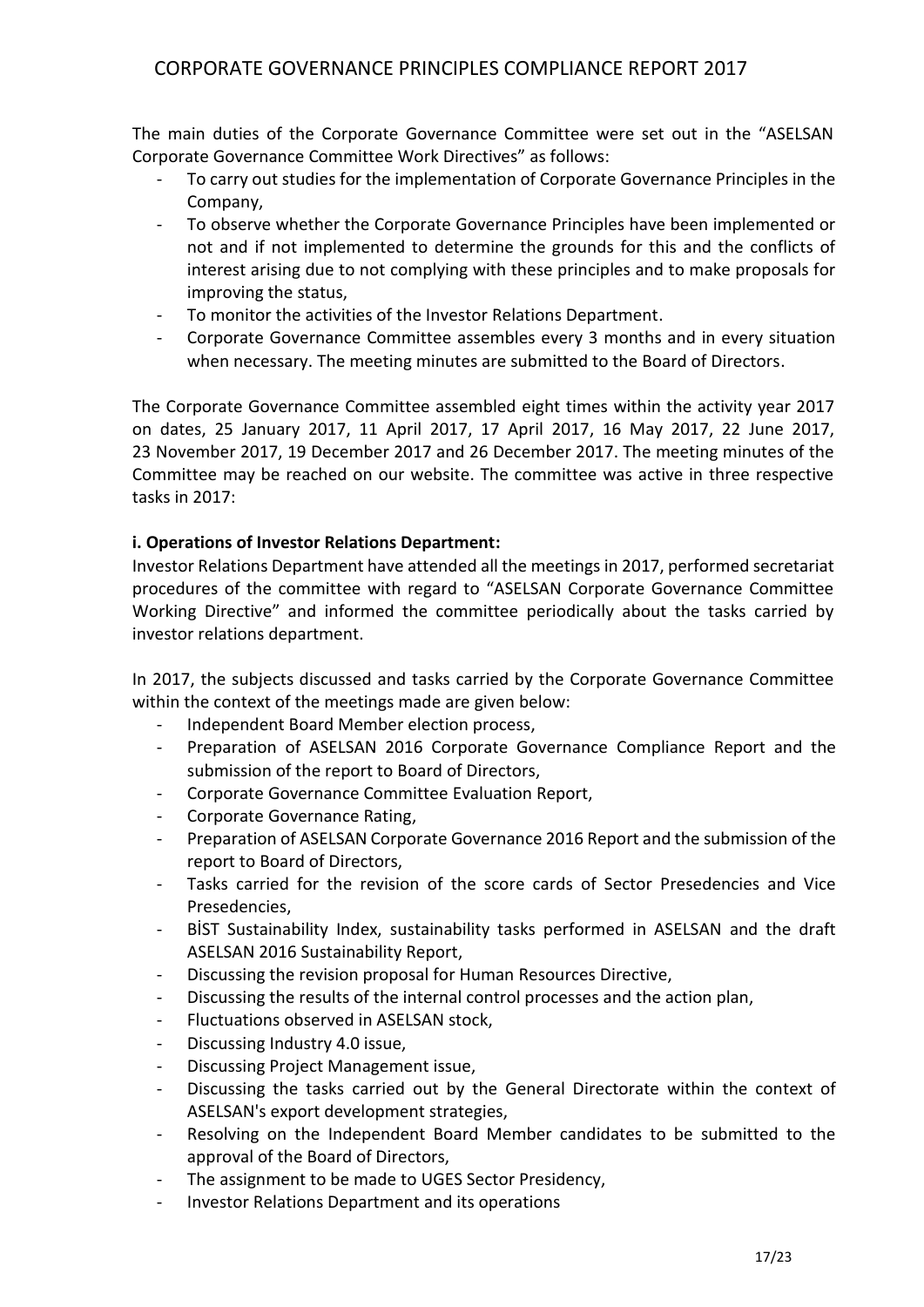The main duties of the Corporate Governance Committee were set out in the "ASELSAN Corporate Governance Committee Work Directives" as follows:

- To carry out studies for the implementation of Corporate Governance Principles in the Company,
- To observe whether the Corporate Governance Principles have been implemented or not and if not implemented to determine the grounds for this and the conflicts of interest arising due to not complying with these principles and to make proposals for improving the status,
- To monitor the activities of the Investor Relations Department.
- Corporate Governance Committee assembles every 3 months and in every situation when necessary. The meeting minutes are submitted to the Board of Directors.

The Corporate Governance Committee assembled eight times within the activity year 2017 on dates, 25 January 2017, 11 April 2017, 17 April 2017, 16 May 2017, 22 June 2017, 23 November 2017, 19 December 2017 and 26 December 2017. The meeting minutes of the Committee may be reached on our website. The committee was active in three respective tasks in 2017:

**i. Operations of Investor Relations Department:**

Investor Relations Department have attended all the meetings in 2017, performed secretariat procedures of the committee with regard to "ASELSAN Corporate Governance Committee Working Directive" and informed the committee periodically about the tasks carried by investor relations department.

In 2017, the subjects discussed and tasks carried by the Corporate Governance Committee within the context of the meetings made are given below:

- Independent Board Member election process,
- Preparation of ASELSAN 2016 Corporate Governance Compliance Report and the submission of the report to Board of Directors,
- Corporate Governance Committee Evaluation Report,
- Corporate Governance Rating,
- Preparation of ASELSAN Corporate Governance 2016 Report and the submission of the report to Board of Directors,
- Tasks carried for the revision of the score cards of Sector Presedencies and Vice Presedencies,
- BİST Sustainability Index, sustainability tasks performed in ASELSAN and the draft ASELSAN 2016 Sustainability Report,
- Discussing the revision proposal for Human Resources Directive,
- Discussing the results of the internal control processes and the action plan,
- Fluctuations observed in ASELSAN stock,
- Discussing Industry 4.0 issue,
- Discussing Project Management issue,
- Discussing the tasks carried out by the General Directorate within the context of ASELSAN's export development strategies,
- Resolving on the Independent Board Member candidates to be submitted to the approval of the Board of Directors,
- The assignment to be made to UGES Sector Presidency,
- Investor Relations Department and its operations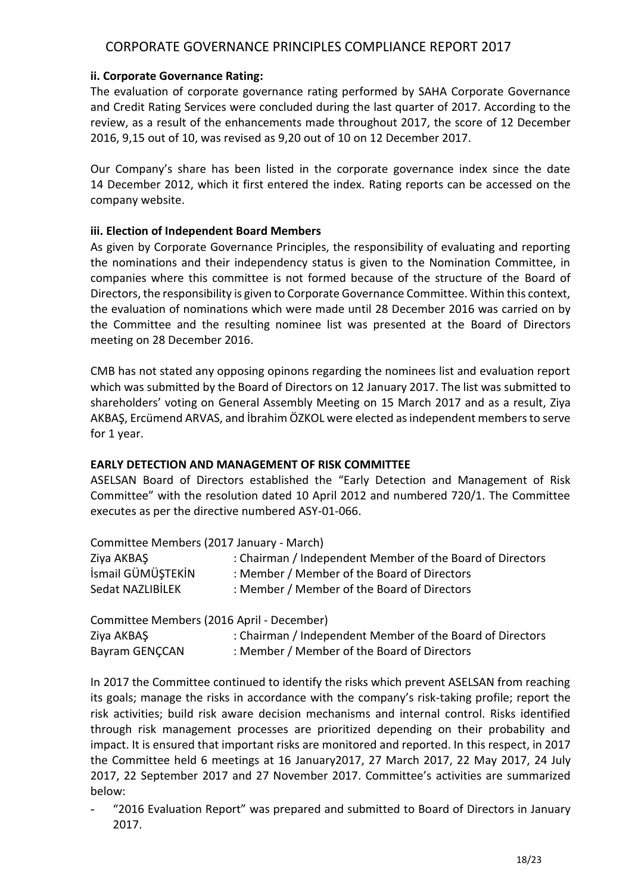### ii. Corporate Governance Rating:

The evaluation of corporate governance rating performed by SAHA Corporate Governance and Credit Rating Services were concluded during the last quarter of 2017. According to the review, as a result of the enhancements made throughout 2017, the score of 12 December 2016, 9,15 out of 10, was revised as 9,20 out of 10 on 12 December 2017.

Our Company's share has been listed in the corporate governance index since the date 14 December 2012, which it first entered the index. Rating reports can be accessed on the company website.

### iii. Election of Independent Board Members

As given by Corporate Governance Principles, the responsibility of evaluating and reporting the nominations and their independency status is given to the Nomination Committee, in companies where this committee is not formed because of the structure of the Board of Directors, the responsibility is given to Corporate Governance Committee. Within this context, the evaluation of nominations which were made until 28 December 2016 was carried on by the Committee and the resulting nominee list was presented at the Board of Directors meeting on 28 December 2016.

CMB has not stated any opposing opinons regarding the nominees list and evaluation report which was submitted by the Board of Directors on 12 January 2017. The list was submitted to shareholders' voting on General Assembly Meeting on 15 March 2017 and as a result, Ziya AKBAŞ, Ercümend ARVAS, and İbrahim ÖZKOL were elected as independent members to serve for 1 year.

### EARLY DETECTION AND MANAGEMENT OF RISK COMMITTEE

ASELSAN Board of Directors established the "Early Detection and Management of Risk Committee" with the resolution dated 10 April 2012 and numbered 720/1. The Committee executes as per the directive numbered ASY-01-066.

Committee Members (2017 January - March)

| | |
|---|---|
| Ziya AKBAŞ | : Chairman / Independent Member of the Board of Directors |
| İsmail GÜMÜŞTEKİN | : Member / Member of the Board of Directors |
| Sedat NAZLIBİLEK | : Member / Member of the Board of Directors |

Committee Members (2016 April - December)

| | |
|---|---|
| Ziya AKBAŞ | : Chairman / Independent Member of the Board of Directors |
| Bayram GENÇCAN | : Member / Member of the Board of Directors |

In 2017 the Committee continued to identify the risks which prevent ASELSAN from reaching its goals; manage the risks in accordance with the company's risk-taking profile; report the risk activities; build risk aware decision mechanisms and internal control. Risks identified through risk management processes are prioritized depending on their probability and impact. It is ensured that important risks are monitored and reported. In this respect, in 2017 the Committee held 6 meetings at 16 January2017, 27 March 2017, 22 May 2017, 24 July 2017, 22 September 2017 and 27 November 2017. Committee's activities are summarized below:

- "2016 Evaluation Report" was prepared and submitted to Board of Directors in January 2017.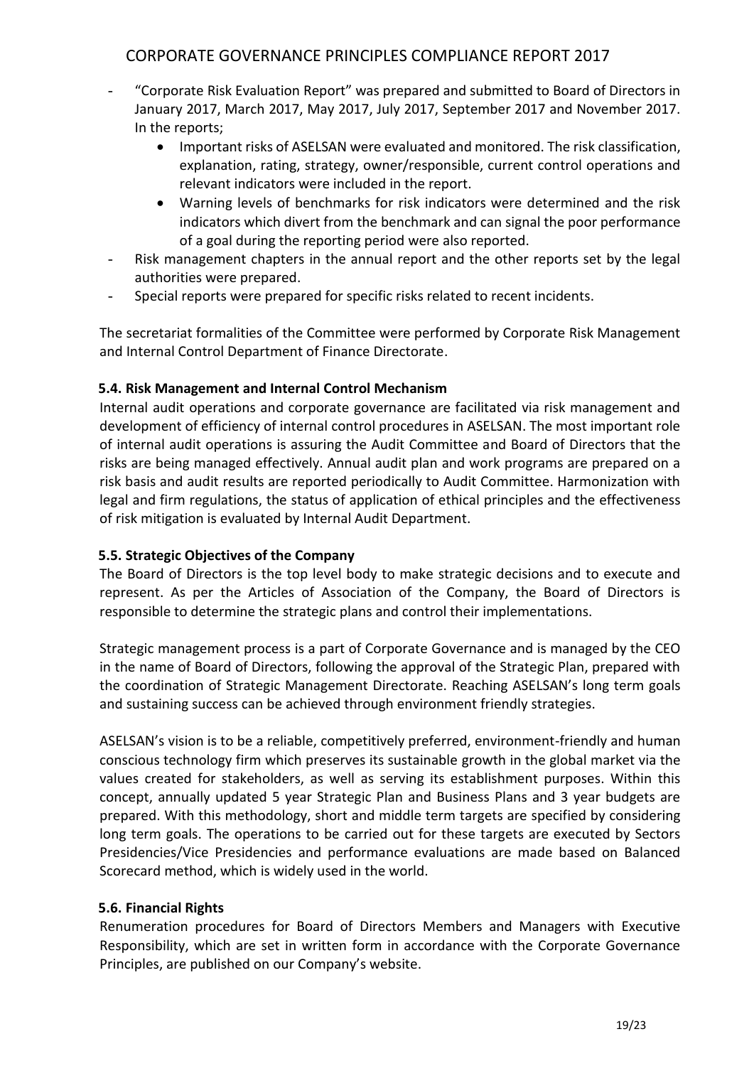- "Corporate Risk Evaluation Report" was prepared and submitted to Board of Directors in January 2017, March 2017, May 2017, July 2017, September 2017 and November 2017. In the reports;
    - Important risks of ASELSAN were evaluated and monitored. The risk classification, explanation, rating, strategy, owner/responsible, current control operations and relevant indicators were included in the report.
    - Warning levels of benchmarks for risk indicators were determined and the risk indicators which divert from the benchmark and can signal the poor performance of a goal during the reporting period were also reported.
- Risk management chapters in the annual report and the other reports set by the legal authorities were prepared.
- Special reports were prepared for specific risks related to recent incidents.

The secretariat formalities of the Committee were performed by Corporate Risk Management and Internal Control Department of Finance Directorate.

### 5.4. Risk Management and Internal Control Mechanism

Internal audit operations and corporate governance are facilitated via risk management and development of efficiency of internal control procedures in ASELSAN. The most important role of internal audit operations is assuring the Audit Committee and Board of Directors that the risks are being managed effectively. Annual audit plan and work programs are prepared on a risk basis and audit results are reported periodically to Audit Committee. Harmonization with legal and firm regulations, the status of application of ethical principles and the effectiveness of risk mitigation is evaluated by Internal Audit Department.

### 5.5. Strategic Objectives of the Company

The Board of Directors is the top level body to make strategic decisions and to execute and represent. As per the Articles of Association of the Company, the Board of Directors is responsible to determine the strategic plans and control their implementations.

Strategic management process is a part of Corporate Governance and is managed by the CEO in the name of Board of Directors, following the approval of the Strategic Plan, prepared with the coordination of Strategic Management Directorate. Reaching ASELSAN's long term goals and sustaining success can be achieved through environment friendly strategies.

ASELSAN's vision is to be a reliable, competitively preferred, environment-friendly and human conscious technology firm which preserves its sustainable growth in the global market via the values created for stakeholders, as well as serving its establishment purposes. Within this concept, annually updated 5 year Strategic Plan and Business Plans and 3 year budgets are prepared. With this methodology, short and middle term targets are specified by considering long term goals. The operations to be carried out for these targets are executed by Sectors Presidencies/Vice Presidencies and performance evaluations are made based on Balanced Scorecard method, which is widely used in the world.

### 5.6. Financial Rights

Renumeration procedures for Board of Directors Members and Managers with Executive Responsibility, which are set in written form in accordance with the Corporate Governance Principles, are published on our Company's website.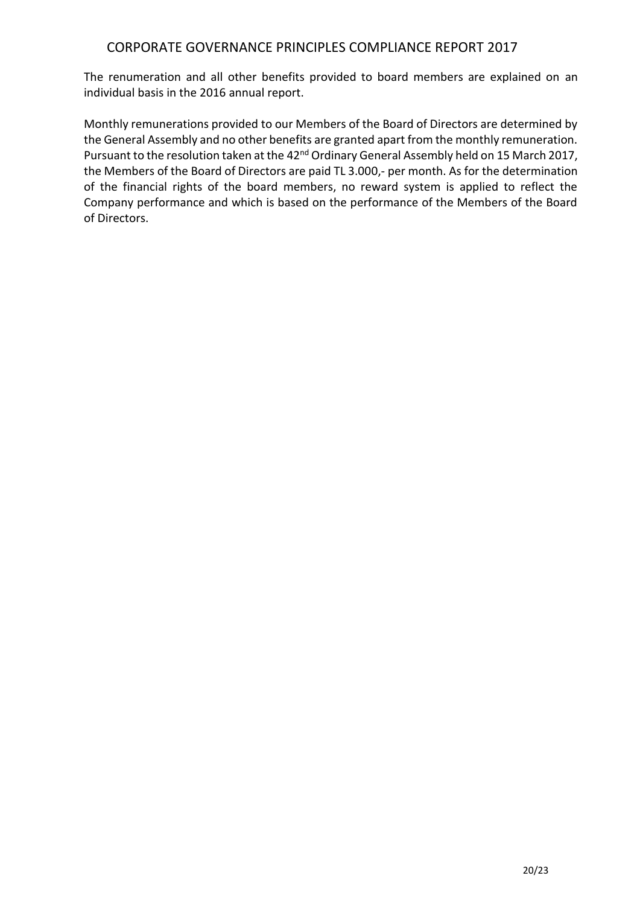The renumeration and all other benefits provided to board members are explained on an individual basis in the 2016 annual report.

Monthly remunerations provided to our Members of the Board of Directors are determined by the General Assembly and no other benefits are granted apart from the monthly remuneration. Pursuant to the resolution taken at the 42nd Ordinary General Assembly held on 15 March 2017, the Members of the Board of Directors are paid TL 3.000,- per month. As for the determination of the financial rights of the board members, no reward system is applied to reflect the Company performance and which is based on the performance of the Members of the Board of Directors.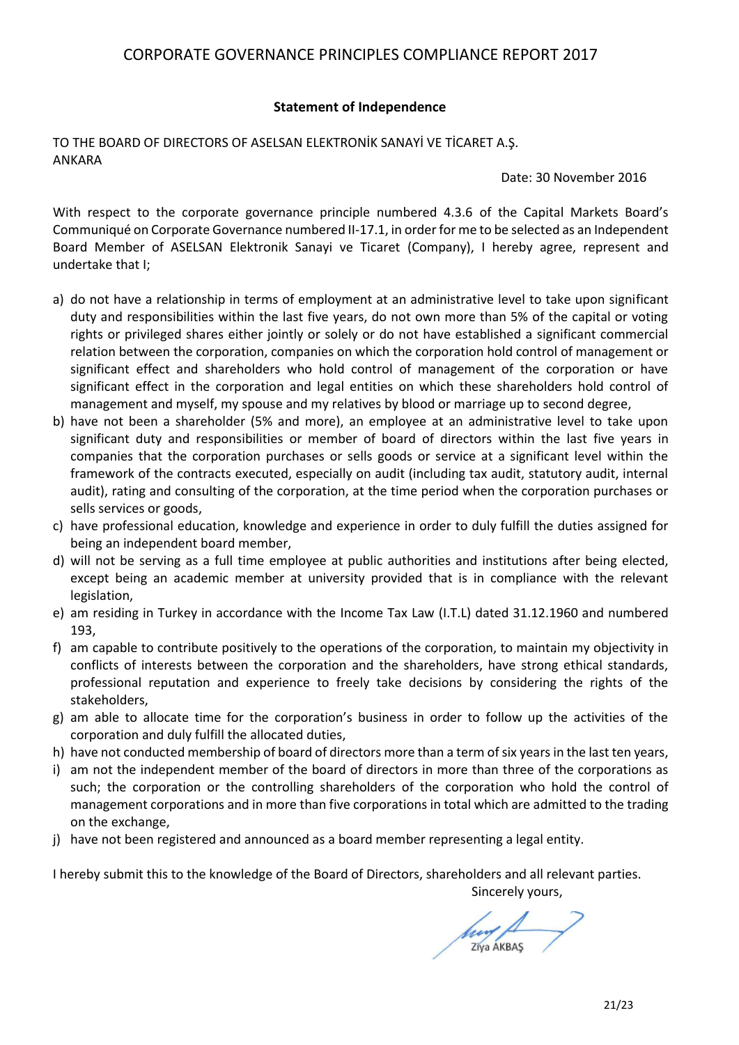## Statement of Independence

TO THE BOARD OF DIRECTORS OF ASELSAN ELEKTRONİK SANAYİ VE TİCARET A.Ş.
ANKARA

Date: 30 November 2016

With respect to the corporate governance principle numbered 4.3.6 of the Capital Markets Board's Communiqué on Corporate Governance numbered II-17.1, in order for me to be selected as an Independent Board Member of ASELSAN Elektronik Sanayi ve Ticaret (Company), I hereby agree, represent and undertake that I;

a) do not have a relationship in terms of employment at an administrative level to take upon significant duty and responsibilities within the last five years, do not own more than 5% of the capital or voting rights or privileged shares either jointly or solely or do not have established a significant commercial relation between the corporation, companies on which the corporation hold control of management or significant effect and shareholders who hold control of management of the corporation or have significant effect in the corporation and legal entities on which these shareholders hold control of management and myself, my spouse and my relatives by blood or marriage up to second degree,
b) have not been a shareholder (5% and more), an employee at an administrative level to take upon significant duty and responsibilities or member of board of directors within the last five years in companies that the corporation purchases or sells goods or service at a significant level within the framework of the contracts executed, especially on audit (including tax audit, statutory audit, internal audit), rating and consulting of the corporation, at the time period when the corporation purchases or sells services or goods,
c) have professional education, knowledge and experience in order to duly fulfill the duties assigned for being an independent board member,
d) will not be serving as a full time employee at public authorities and institutions after being elected, except being an academic member at university provided that is in compliance with the relevant legislation,
e) am residing in Turkey in accordance with the Income Tax Law (I.T.L) dated 31.12.1960 and numbered 193,
f) am capable to contribute positively to the operations of the corporation, to maintain my objectivity in conflicts of interests between the corporation and the shareholders, have strong ethical standards, professional reputation and experience to freely take decisions by considering the rights of the stakeholders,
g) am able to allocate time for the corporation's business in order to follow up the activities of the corporation and duly fulfill the allocated duties,
h) have not conducted membership of board of directors more than a term of six years in the last ten years,
i) am not the independent member of the board of directors in more than three of the corporations as such; the corporation or the controlling shareholders of the corporation who hold the control of management corporations and in more than five corporations in total which are admitted to the trading on the exchange,
j) have not been registered and announced as a board member representing a legal entity.

I hereby submit this to the knowledge of the Board of Directors, shareholders and all relevant parties.

Sincerely yours,

Ziya AKBAŞ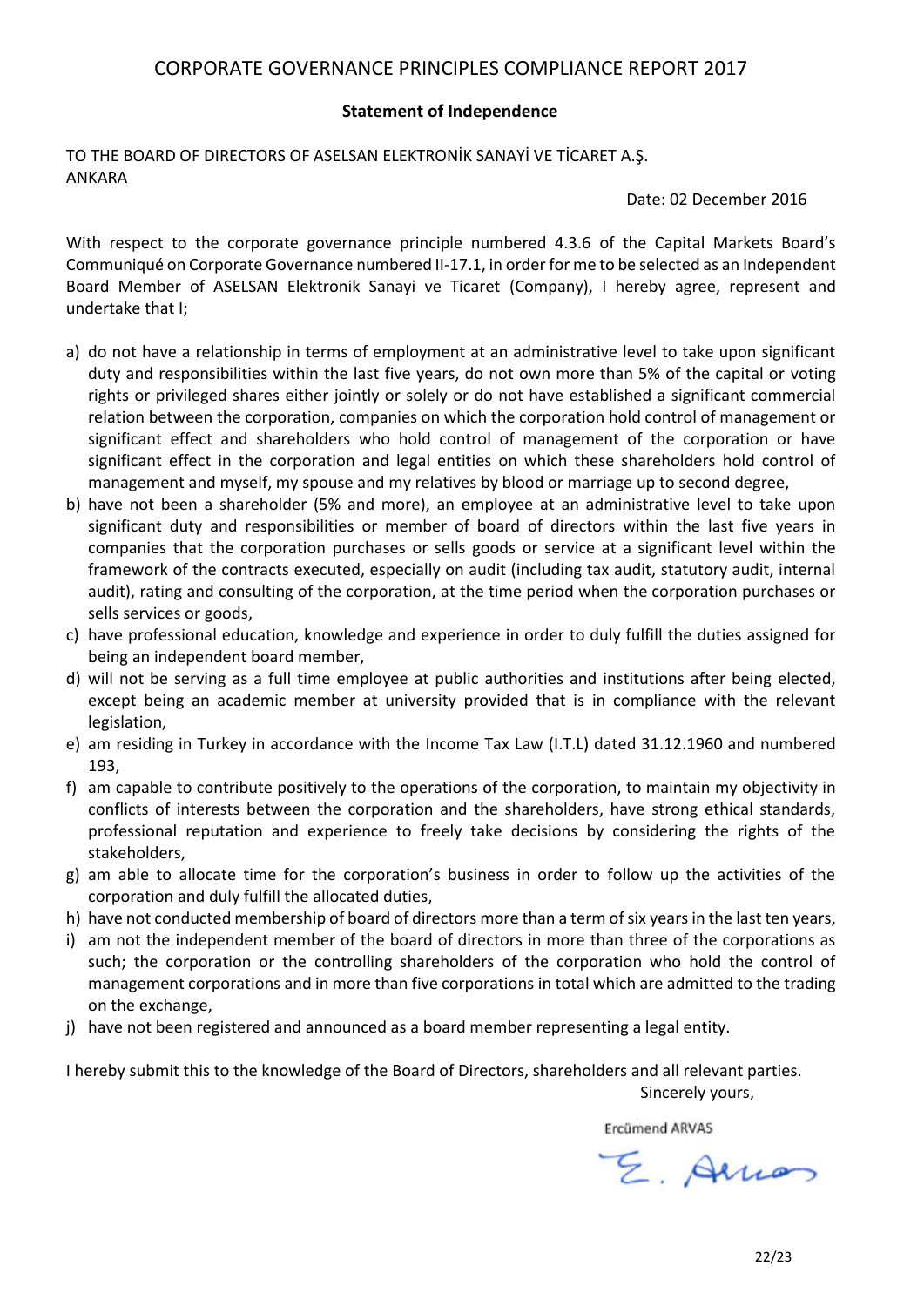# CORPORATE GOVERNANCE PRINCIPLES COMPLIANCE REPORT 2017

**Statement of Independence**

TO THE BOARD OF DIRECTORS OF ASELSAN ELEKTRONİK SANAYİ VE TİCARET A.Ş.
ANKARA

Date: 02 December 2016

With respect to the corporate governance principle numbered 4.3.6 of the Capital Markets Board's Communiqué on Corporate Governance numbered II-17.1, in order for me to be selected as an Independent Board Member of ASELSAN Elektronik Sanayi ve Ticaret (Company), I hereby agree, represent and undertake that I;

a) do not have a relationship in terms of employment at an administrative level to take upon significant duty and responsibilities within the last five years, do not own more than 5% of the capital or voting rights or privileged shares either jointly or solely or do not have established a significant commercial relation between the corporation, companies on which the corporation hold control of management or significant effect and shareholders who hold control of management of the corporation or have significant effect in the corporation and legal entities on which these shareholders hold control of management and myself, my spouse and my relatives by blood or marriage up to second degree,
b) have not been a shareholder (5% and more), an employee at an administrative level to take upon significant duty and responsibilities or member of board of directors within the last five years in companies that the corporation purchases or sells goods or service at a significant level within the framework of the contracts executed, especially on audit (including tax audit, statutory audit, internal audit), rating and consulting of the corporation, at the time period when the corporation purchases or sells services or goods,
c) have professional education, knowledge and experience in order to duly fulfill the duties assigned for being an independent board member,
d) will not be serving as a full time employee at public authorities and institutions after being elected, except being an academic member at university provided that is in compliance with the relevant legislation,
e) am residing in Turkey in accordance with the Income Tax Law (I.T.L) dated 31.12.1960 and numbered 193,
f) am capable to contribute positively to the operations of the corporation, to maintain my objectivity in conflicts of interests between the corporation and the shareholders, have strong ethical standards, professional reputation and experience to freely take decisions by considering the rights of the stakeholders,
g) am able to allocate time for the corporation's business in order to follow up the activities of the corporation and duly fulfill the allocated duties,
h) have not conducted membership of board of directors more than a term of six years in the last ten years,
i) am not the independent member of the board of directors in more than three of the corporations as such; the corporation or the controlling shareholders of the corporation who hold the control of management corporations and in more than five corporations in total which are admitted to the trading on the exchange,
j) have not been registered and announced as a board member representing a legal entity.

I hereby submit this to the knowledge of the Board of Directors, shareholders and all relevant parties.

Sincerely yours,

Ercümend ARVAS

E. Arvas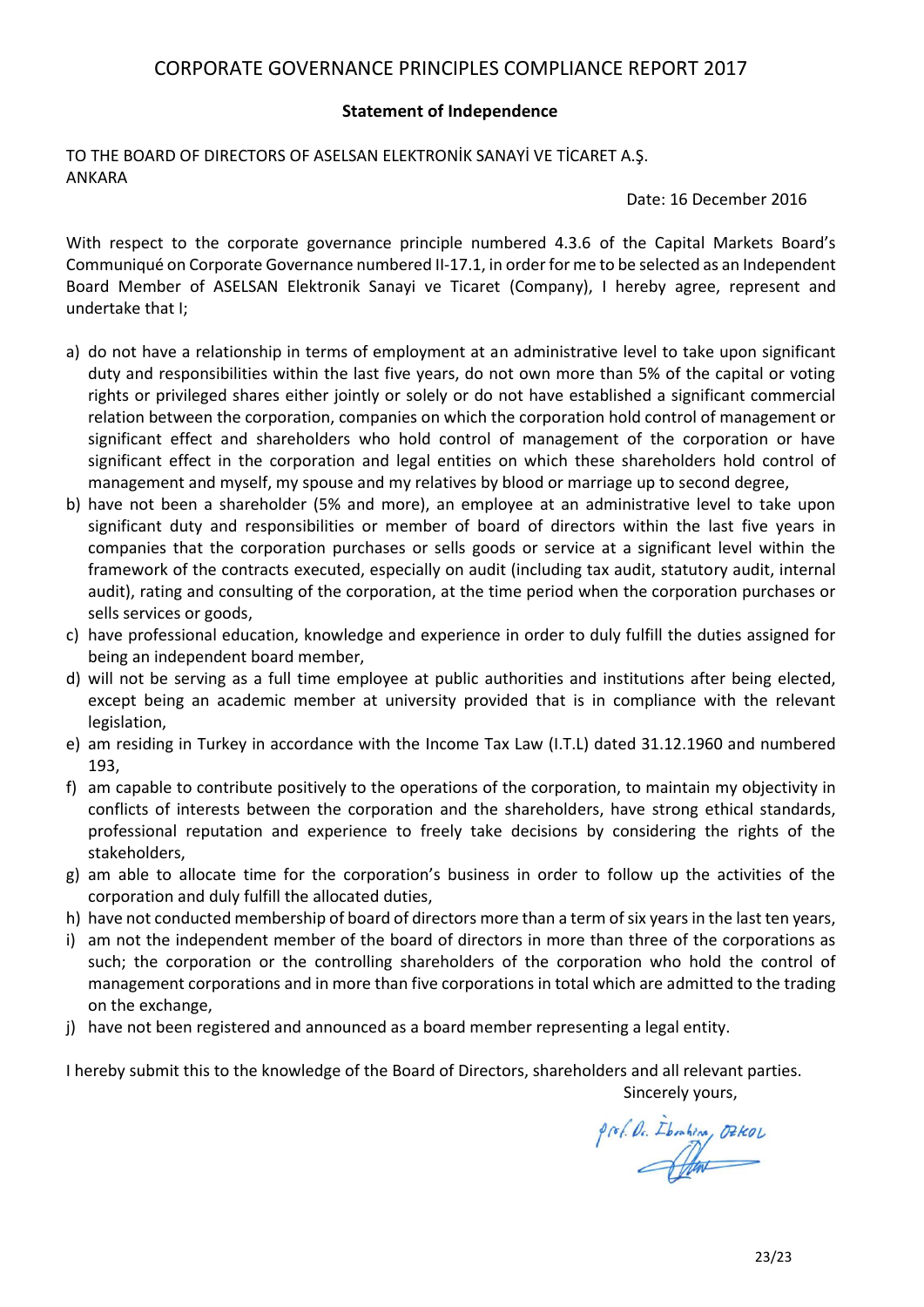# CORPORATE GOVERNANCE PRINCIPLES COMPLIANCE REPORT 2017

**Statement of Independence**

TO THE BOARD OF DIRECTORS OF ASELSAN ELEKTRONİK SANAYİ VE TİCARET A.Ş.
ANKARA

Date: 16 December 2016

With respect to the corporate governance principle numbered 4.3.6 of the Capital Markets Board's Communiqué on Corporate Governance numbered II-17.1, in order for me to be selected as an Independent Board Member of ASELSAN Elektronik Sanayi ve Ticaret (Company), I hereby agree, represent and undertake that I;

a) do not have a relationship in terms of employment at an administrative level to take upon significant duty and responsibilities within the last five years, do not own more than 5% of the capital or voting rights or privileged shares either jointly or solely or do not have established a significant commercial relation between the corporation, companies on which the corporation hold control of management or significant effect and shareholders who hold control of management of the corporation or have significant effect in the corporation and legal entities on which these shareholders hold control of management and myself, my spouse and my relatives by blood or marriage up to second degree,
b) have not been a shareholder (5% and more), an employee at an administrative level to take upon significant duty and responsibilities or member of board of directors within the last five years in companies that the corporation purchases or sells goods or service at a significant level within the framework of the contracts executed, especially on audit (including tax audit, statutory audit, internal audit), rating and consulting of the corporation, at the time period when the corporation purchases or sells services or goods,
c) have professional education, knowledge and experience in order to duly fulfill the duties assigned for being an independent board member,
d) will not be serving as a full time employee at public authorities and institutions after being elected, except being an academic member at university provided that is in compliance with the relevant legislation,
e) am residing in Turkey in accordance with the Income Tax Law (I.T.L) dated 31.12.1960 and numbered 193,
f) am capable to contribute positively to the operations of the corporation, to maintain my objectivity in conflicts of interests between the corporation and the shareholders, have strong ethical standards, professional reputation and experience to freely take decisions by considering the rights of the stakeholders,
g) am able to allocate time for the corporation's business in order to follow up the activities of the corporation and duly fulfill the allocated duties,
h) have not conducted membership of board of directors more than a term of six years in the last ten years,
i) am not the independent member of the board of directors in more than three of the corporations as such; the corporation or the controlling shareholders of the corporation who hold the control of management corporations and in more than five corporations in total which are admitted to the trading on the exchange,
j) have not been registered and announced as a board member representing a legal entity.

I hereby submit this to the knowledge of the Board of Directors, shareholders and all relevant parties.

Sincerely yours,

Prof. Dr. İbrahim ÖZKOL